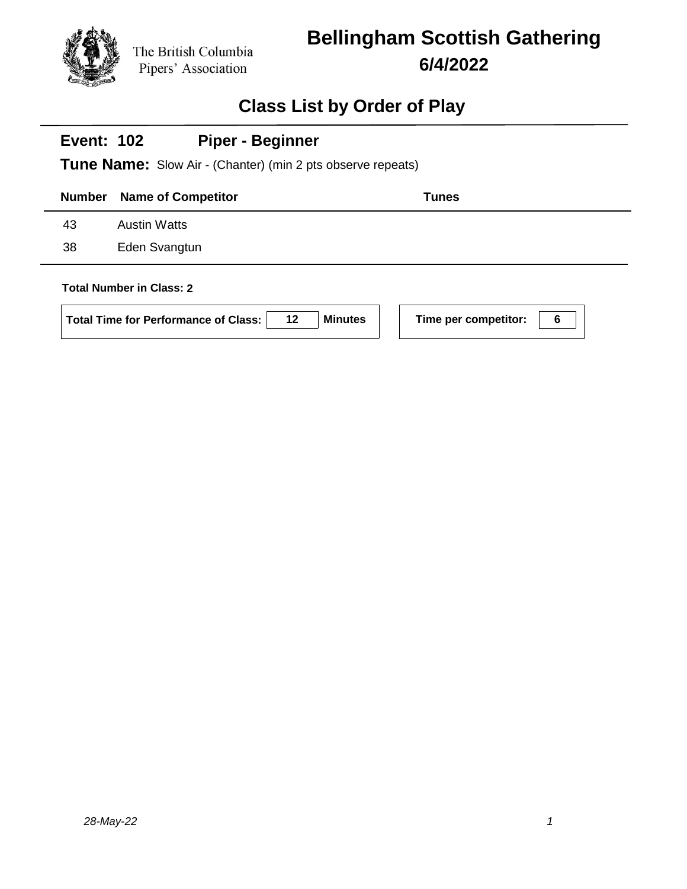The British Columbia Pipers' Association

# Bellingham Scottish Gathering

## 6/4/2022

## Class List by Order of Play

### Event: 102 Piper - Beginner

**Tune Name:** Slow Air - (Chanter) (min 2 pts observe repeats)

| Number | Name of Competitor | Tunes |
|---|---|---|
| 43 | Austin Watts | |
| 38 | Eden Svangtun | |

**Total Number in Class: 2**

**Total Time for Performance of Class:** 12 **Minutes**

**Time per competitor:** 6

*28-May-22*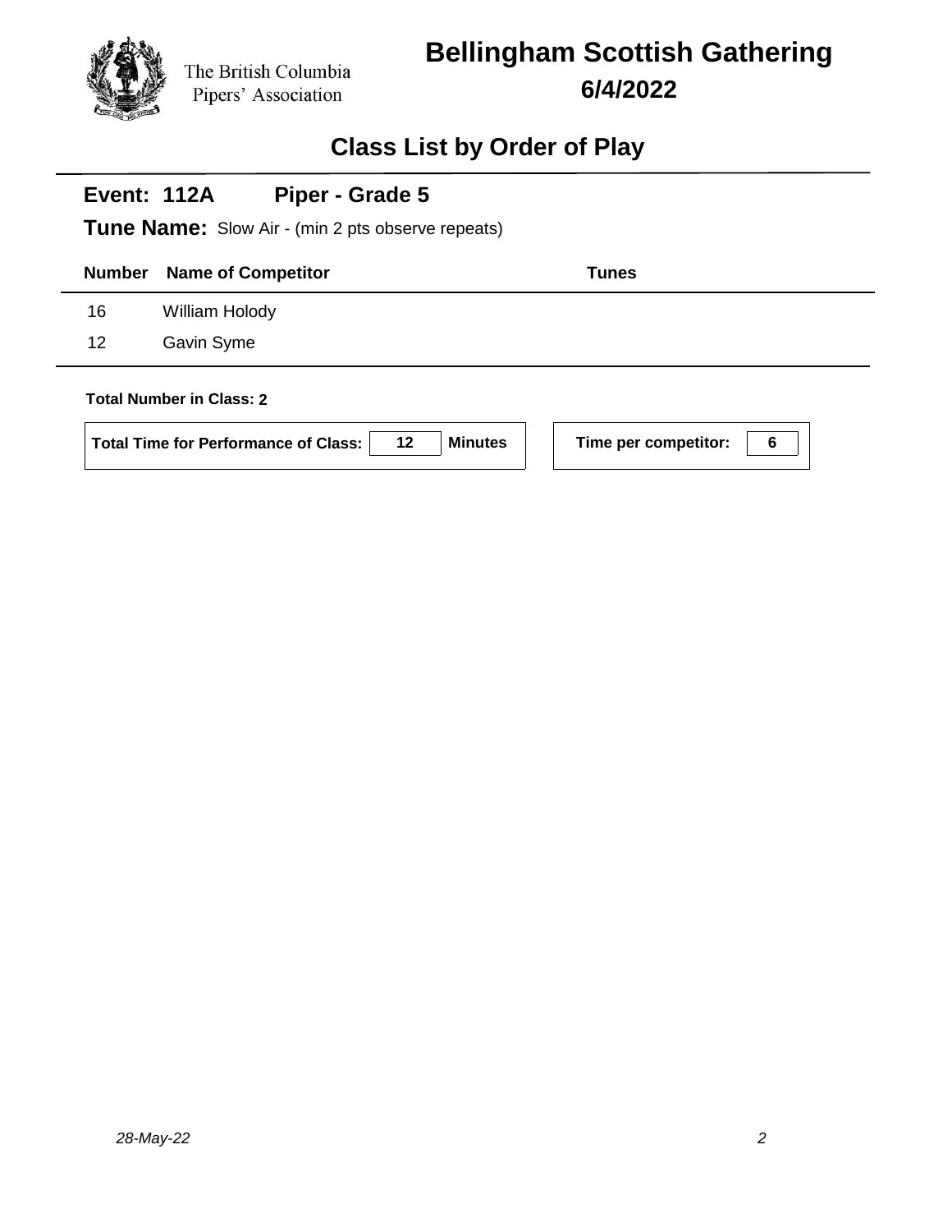The British Columbia Pipers' Association

# Bellingham Scottish Gathering

## 6/4/2022

## Class List by Order of Play

**Event: 112A Piper - Grade 5**

**Tune Name:** Slow Air - (min 2 pts observe repeats)

| Number | Name of Competitor | Tunes |
| --- | --- | --- |
| 16 | William Holody | |
| 12 | Gavin Syme | |

**Total Number in Class: 2**

**Total Time for Performance of Class:** 12 **Minutes**

**Time per competitor:** 6

*28-May-22*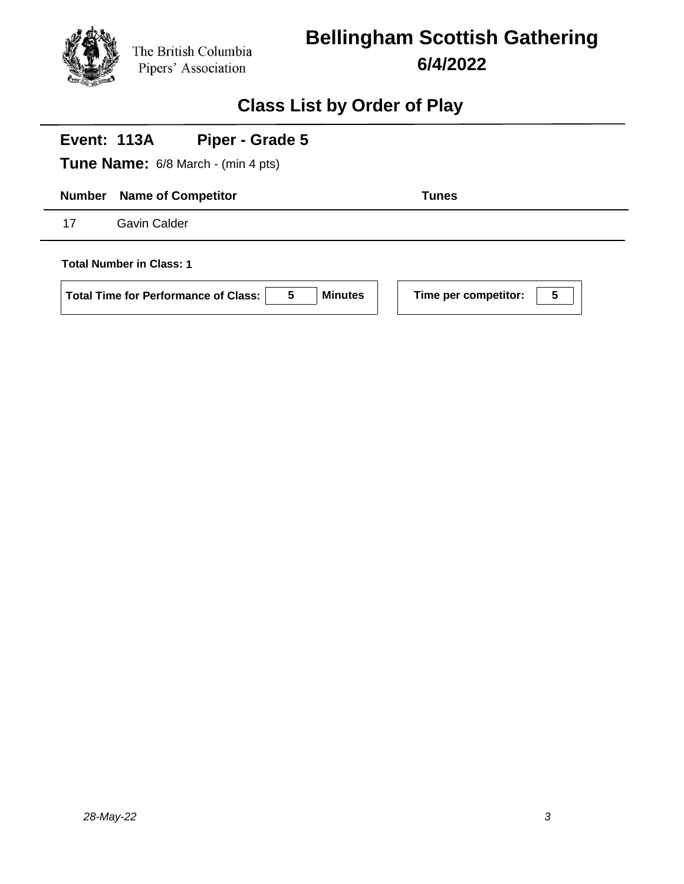The British Columbia Pipers' Association

# Bellingham Scottish Gathering

## 6/4/2022

## Class List by Order of Play

### Event: 113A Piper - Grade 5

**Tune Name:** 6/8 March - (min 4 pts)

| Number | Name of Competitor | Tunes |
|---|---|---|
| 17 | Gavin Calder | |

**Total Number in Class: 1**

**Total Time for Performance of Class:** 5 **Minutes**

**Time per competitor:** 5

*28-May-22*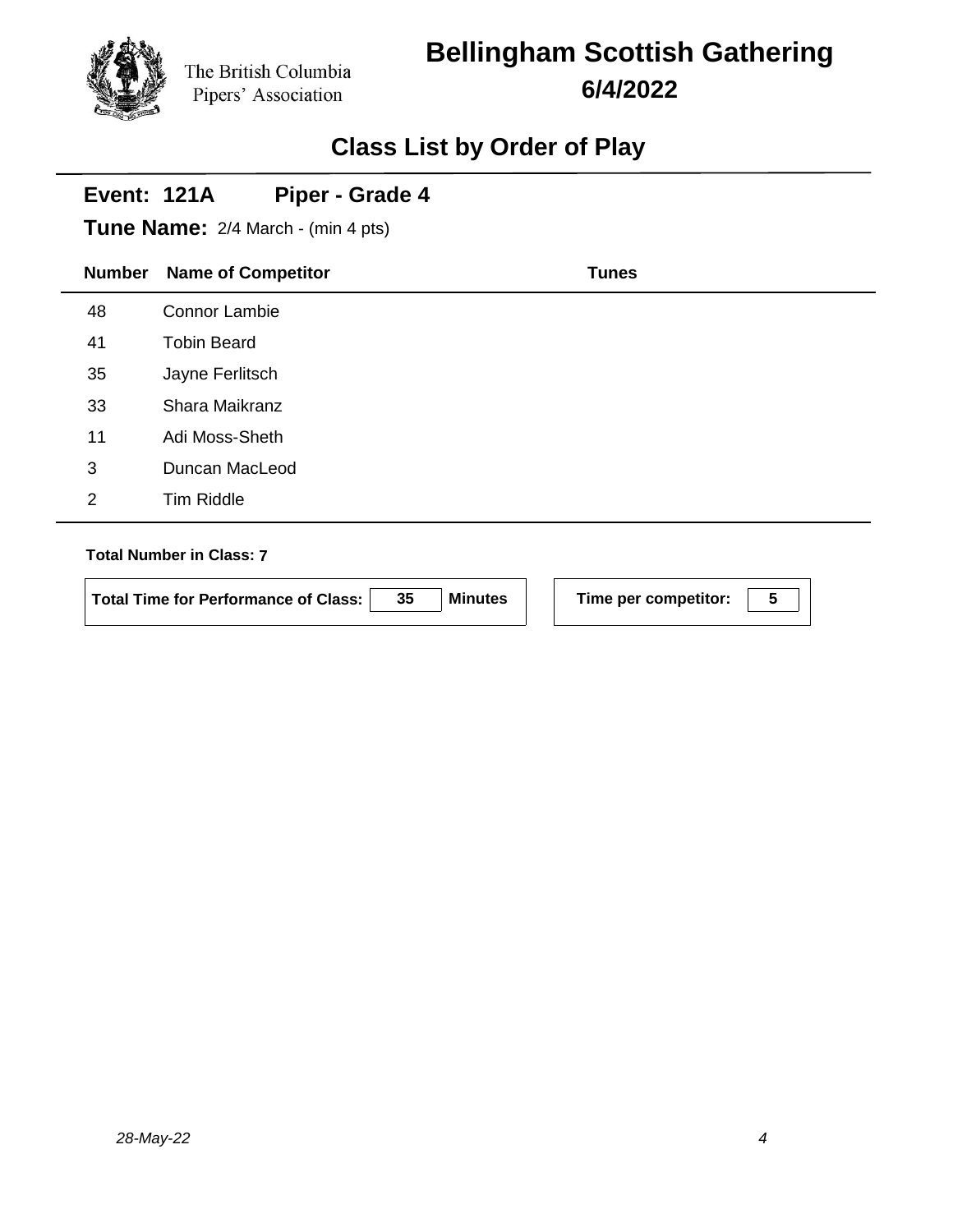The British Columbia Pipers' Association

# Bellingham Scottish Gathering

## 6/4/2022

## Class List by Order of Play

### Event: 121A Piper - Grade 4

**Tune Name:** 2/4 March - (min 4 pts)

| Number | Name of Competitor | Tunes |
|---|---|---|
| 48 | Connor Lambie | |
| 41 | Tobin Beard | |
| 35 | Jayne Ferlitsch | |
| 33 | Shara Maikranz | |
| 11 | Adi Moss-Sheth | |
| 3 | Duncan MacLeod | |
| 2 | Tim Riddle | |

**Total Number in Class: 7**

**Total Time for Performance of Class:** 35 **Minutes**

**Time per competitor:** 5

*28-May-22*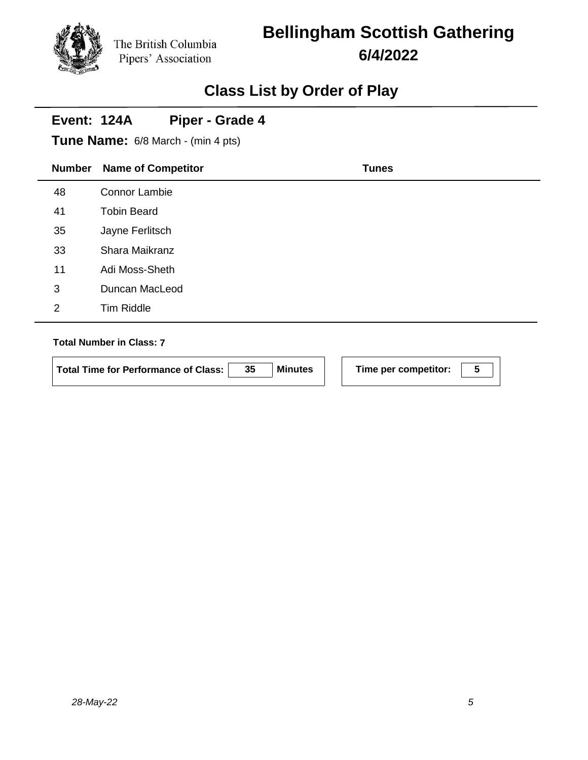The British Columbia Pipers' Association

# Bellingham Scottish Gathering

## 6/4/2022

## Class List by Order of Play

### Event: 124A Piper - Grade 4

**Tune Name:** 6/8 March - (min 4 pts)

| Number | Name of Competitor | Tunes |
|---|---|---|
| 48 | Connor Lambie | |
| 41 | Tobin Beard | |
| 35 | Jayne Ferlitsch | |
| 33 | Shara Maikranz | |
| 11 | Adi Moss-Sheth | |
| 3 | Duncan MacLeod | |
| 2 | Tim Riddle | |

**Total Number in Class: 7**

**Total Time for Performance of Class:** 35 **Minutes**

**Time per competitor:** 5

*28-May-22*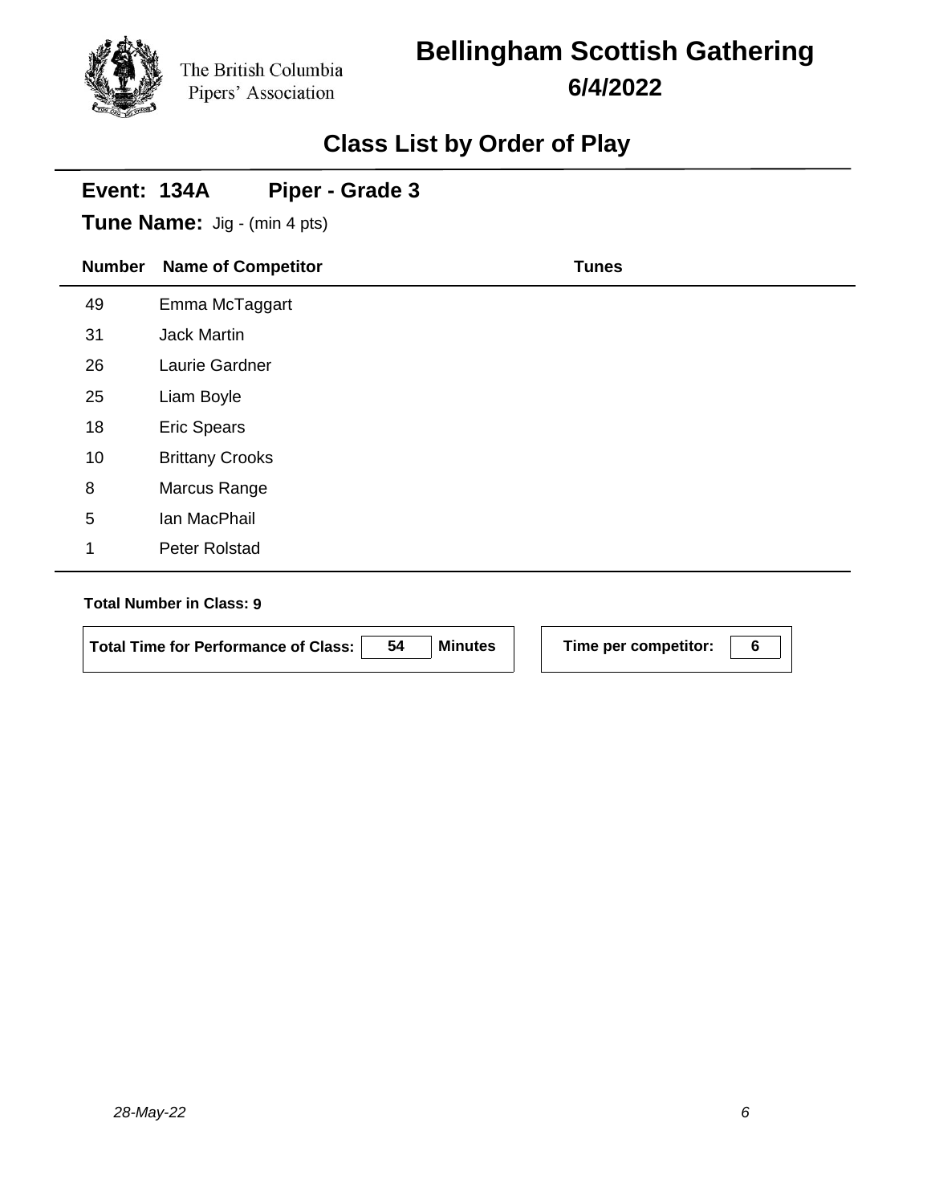The British Columbia Pipers' Association

# Bellingham Scottish Gathering

## 6/4/2022

## Class List by Order of Play

### Event: 134A Piper - Grade 3

**Tune Name:** Jig - (min 4 pts)

| Number | Name of Competitor | Tunes |
|---|---|---|
| 49 | Emma McTaggart | |
| 31 | Jack Martin | |
| 26 | Laurie Gardner | |
| 25 | Liam Boyle | |
| 18 | Eric Spears | |
| 10 | Brittany Crooks | |
| 8 | Marcus Range | |
| 5 | Ian MacPhail | |
| 1 | Peter Rolstad | |

**Total Number in Class: 9**

**Total Time for Performance of Class:** 54 **Minutes**

**Time per competitor:** 6

*28-May-22*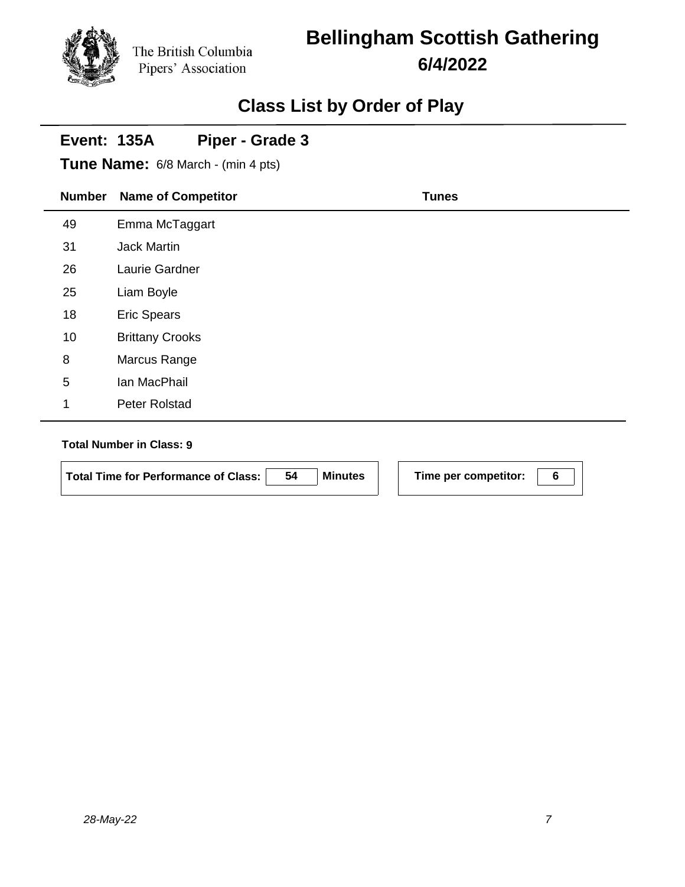The British Columbia Pipers' Association

# Bellingham Scottish Gathering

## 6/4/2022

## Class List by Order of Play

**Event: 135A** **Piper - Grade 3**

**Tune Name:** 6/8 March - (min 4 pts)

| Number | Name of Competitor | Tunes |
|---|---|---|
| 49 | Emma McTaggart | |
| 31 | Jack Martin | |
| 26 | Laurie Gardner | |
| 25 | Liam Boyle | |
| 18 | Eric Spears | |
| 10 | Brittany Crooks | |
| 8 | Marcus Range | |
| 5 | Ian MacPhail | |
| 1 | Peter Rolstad | |

**Total Number in Class: 9**

**Total Time for Performance of Class:** 54 **Minutes**

**Time per competitor:** 6

*28-May-22*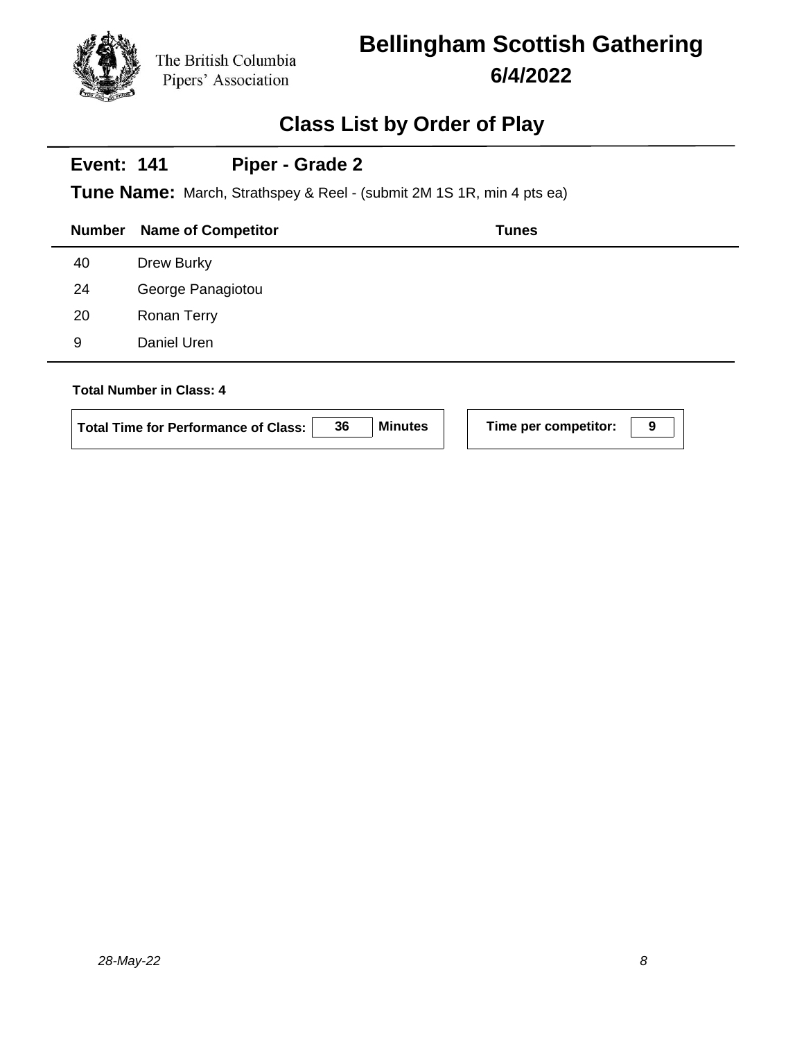The British Columbia Pipers' Association

# Bellingham Scottish Gathering

**6/4/2022**

## Class List by Order of Play

**Event: 141** **Piper - Grade 2**

**Tune Name:** March, Strathspey & Reel - (submit 2M 1S 1R, min 4 pts ea)

| Number | Name of Competitor | Tunes |
|---|---|---|
| 40 | Drew Burky | |
| 24 | George Panagiotou | |
| 20 | Ronan Terry | |
| 9 | Daniel Uren | |

**Total Number in Class: 4**

**Total Time for Performance of Class:** **36** **Minutes**

**Time per competitor:** **9**

*28-May-22*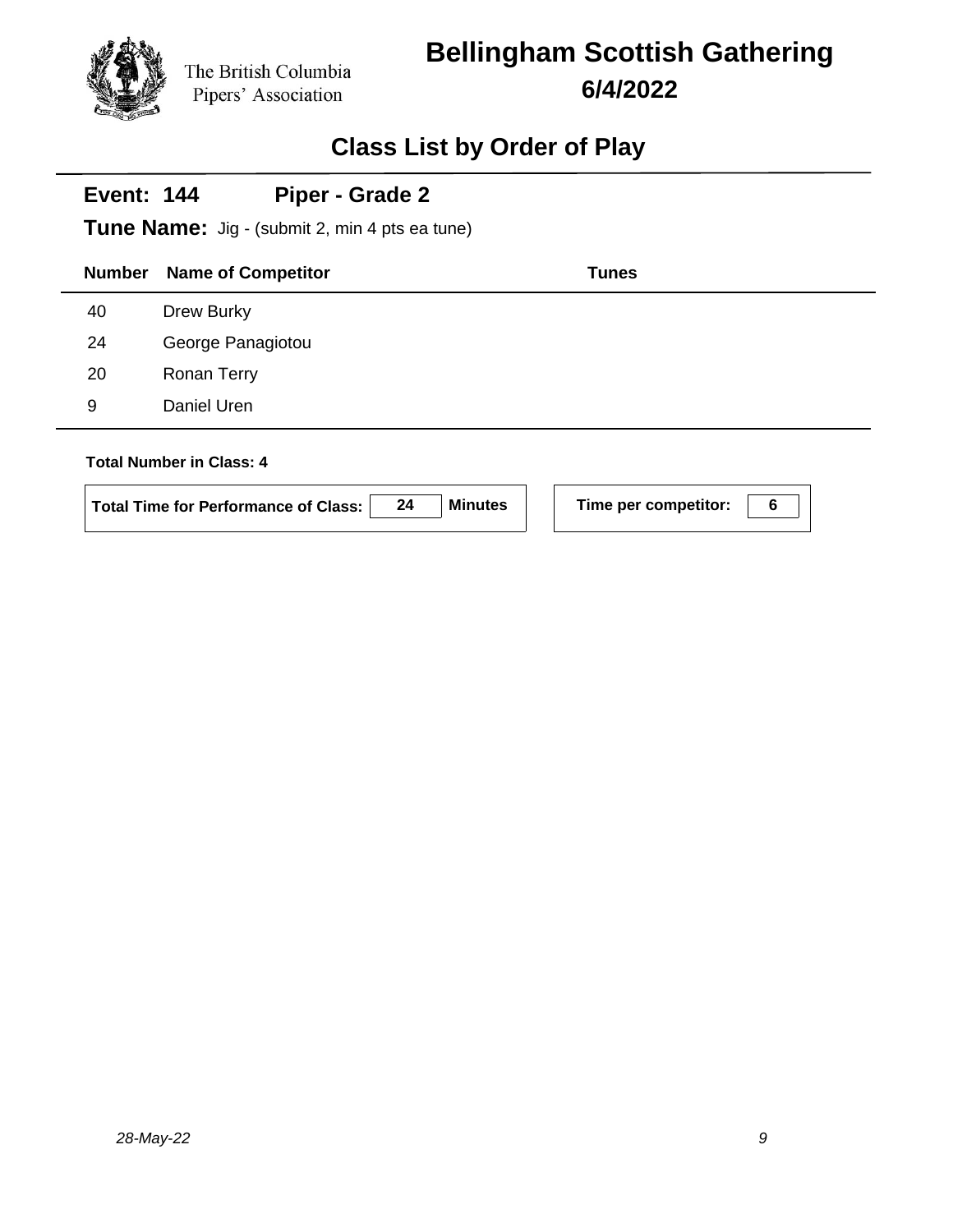The British Columbia Pipers' Association

# Bellingham Scottish Gathering

**6/4/2022**

## Class List by Order of Play

**Event: 144** **Piper - Grade 2**

**Tune Name:** Jig - (submit 2, min 4 pts ea tune)

| Number | Name of Competitor | Tunes |
|---|---|---|
| 40 | Drew Burky | |
| 24 | George Panagiotou | |
| 20 | Ronan Terry | |
| 9 | Daniel Uren | |

**Total Number in Class: 4**

**Total Time for Performance of Class:** **24** **Minutes**

**Time per competitor:** **6**

*28-May-22*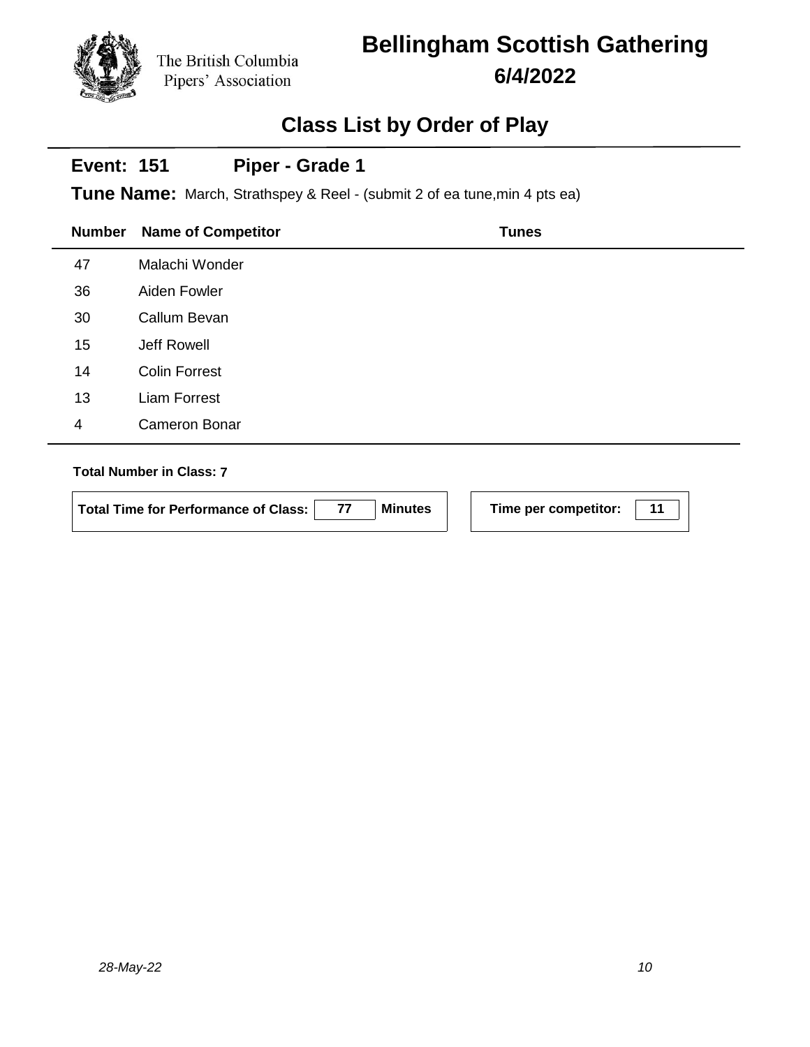The British Columbia Pipers' Association

# Bellingham Scottish Gathering

## 6/4/2022

## Class List by Order of Play

**Event: 151** **Piper - Grade 1**

**Tune Name:** March, Strathspey & Reel - (submit 2 of ea tune,min 4 pts ea)

| Number | Name of Competitor | Tunes |
|---|---|---|
| 47 | Malachi Wonder | |
| 36 | Aiden Fowler | |
| 30 | Callum Bevan | |
| 15 | Jeff Rowell | |
| 14 | Colin Forrest | |
| 13 | Liam Forrest | |
| 4 | Cameron Bonar | |

**Total Number in Class: 7**

**Total Time for Performance of Class:** 77 **Minutes**

**Time per competitor:** 11

*28-May-22*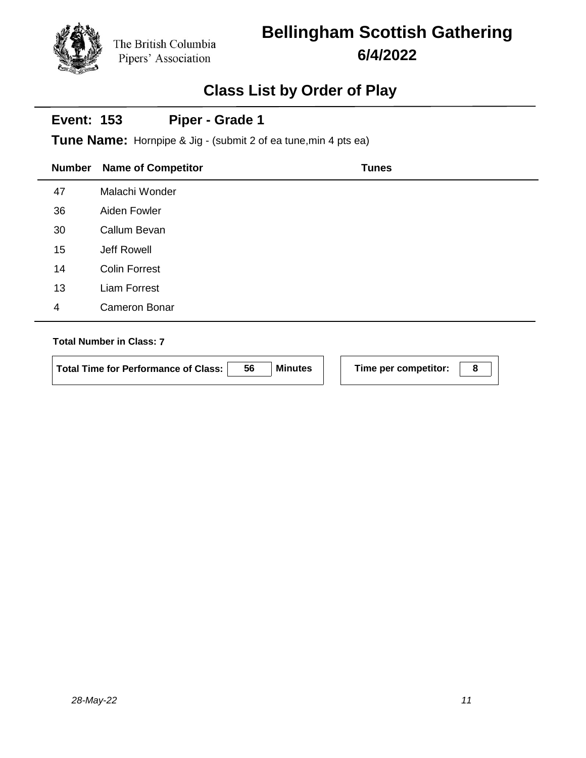The British Columbia Pipers' Association

# Bellingham Scottish Gathering

## 6/4/2022

## Class List by Order of Play

### Event: 153 Piper - Grade 1

**Tune Name:** Hornpipe & Jig - (submit 2 of ea tune,min 4 pts ea)

| Number | Name of Competitor | Tunes |
|---|---|---|
| 47 | Malachi Wonder | |
| 36 | Aiden Fowler | |
| 30 | Callum Bevan | |
| 15 | Jeff Rowell | |
| 14 | Colin Forrest | |
| 13 | Liam Forrest | |
| 4 | Cameron Bonar | |

**Total Number in Class: 7**

**Total Time for Performance of Class:** 56 **Minutes**

**Time per competitor:** 8

*28-May-22*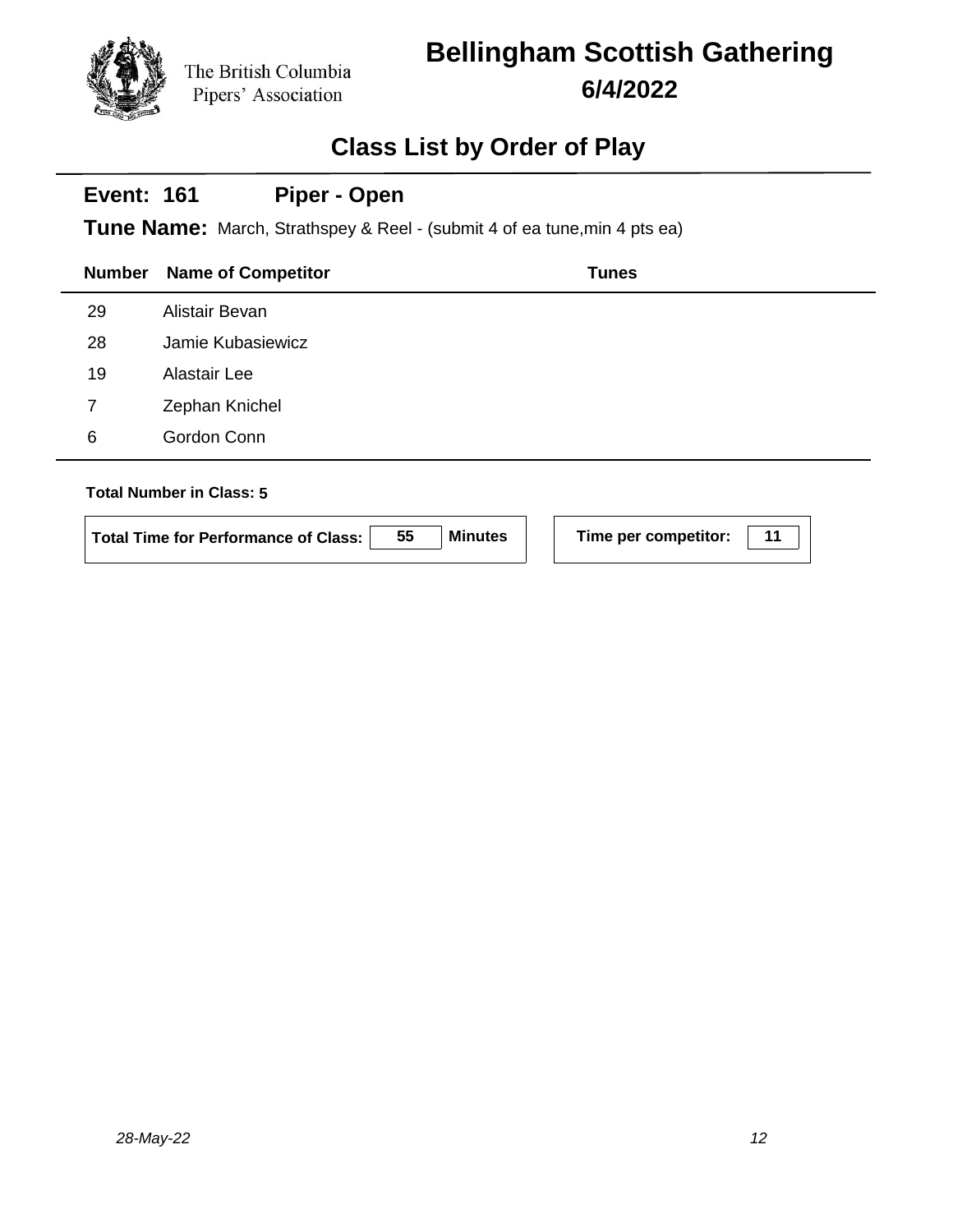The British Columbia Pipers' Association

# Bellingham Scottish Gathering

## 6/4/2022

## Class List by Order of Play

### Event: 161 Piper - Open

**Tune Name:** March, Strathspey & Reel - (submit 4 of ea tune,min 4 pts ea)

| Number | Name of Competitor | Tunes |
|---|---|---|
| 29 | Alistair Bevan | |
| 28 | Jamie Kubasiewicz | |
| 19 | Alastair Lee | |
| 7 | Zephan Knichel | |
| 6 | Gordon Conn | |

**Total Number in Class: 5**

**Total Time for Performance of Class:** 55 **Minutes**

**Time per competitor:** 11

*28-May-22*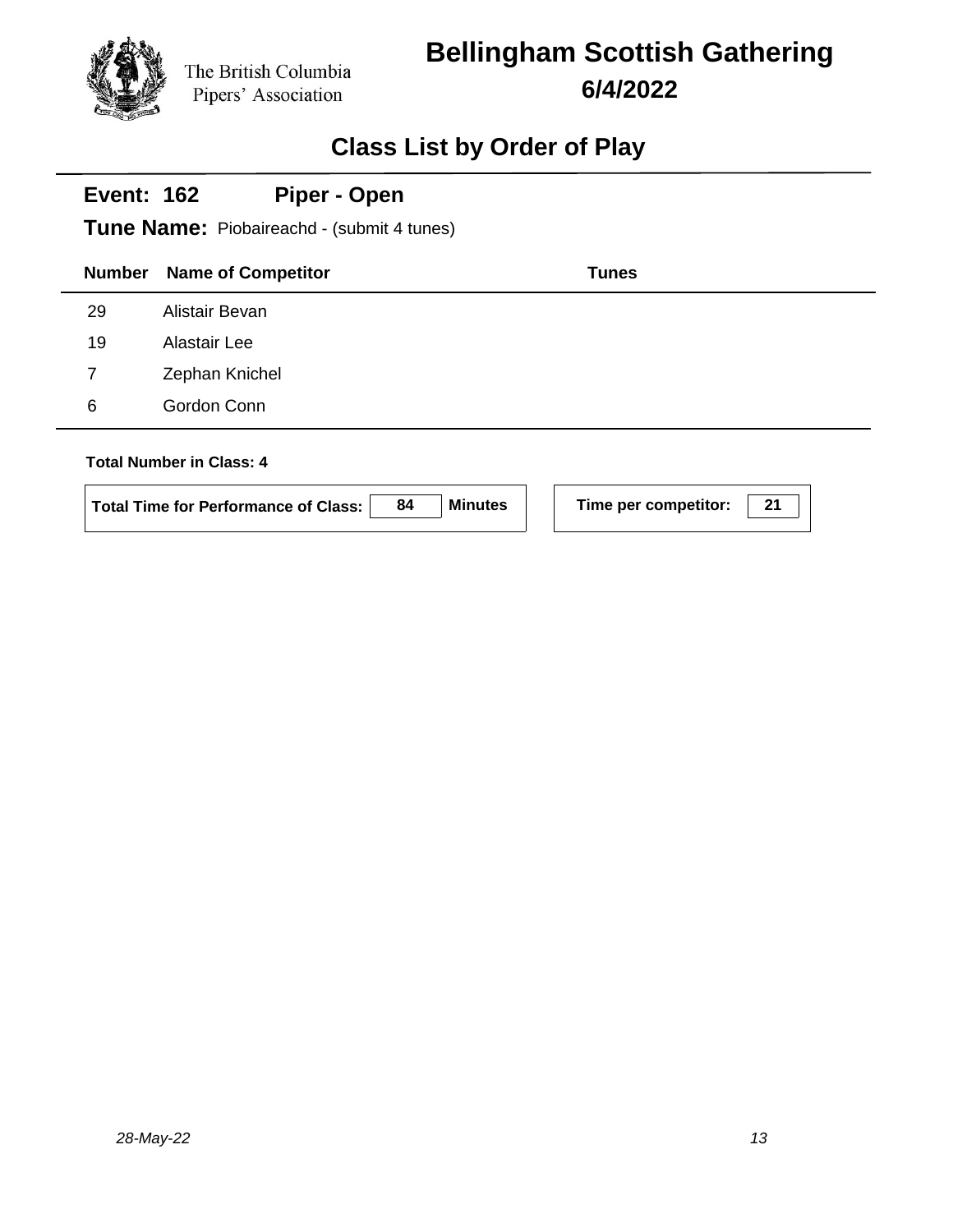The British Columbia Pipers' Association

# Bellingham Scottish Gathering

## 6/4/2022

## Class List by Order of Play

**Event: 162** **Piper - Open**

**Tune Name:** Piobaireachd - (submit 4 tunes)

| Number | Name of Competitor | Tunes |
|---|---|---|
| 29 | Alistair Bevan | |
| 19 | Alastair Lee | |
| 7 | Zephan Knichel | |
| 6 | Gordon Conn | |

**Total Number in Class: 4**

**Total Time for Performance of Class:** 84 **Minutes**

**Time per competitor:** 21

*28-May-22*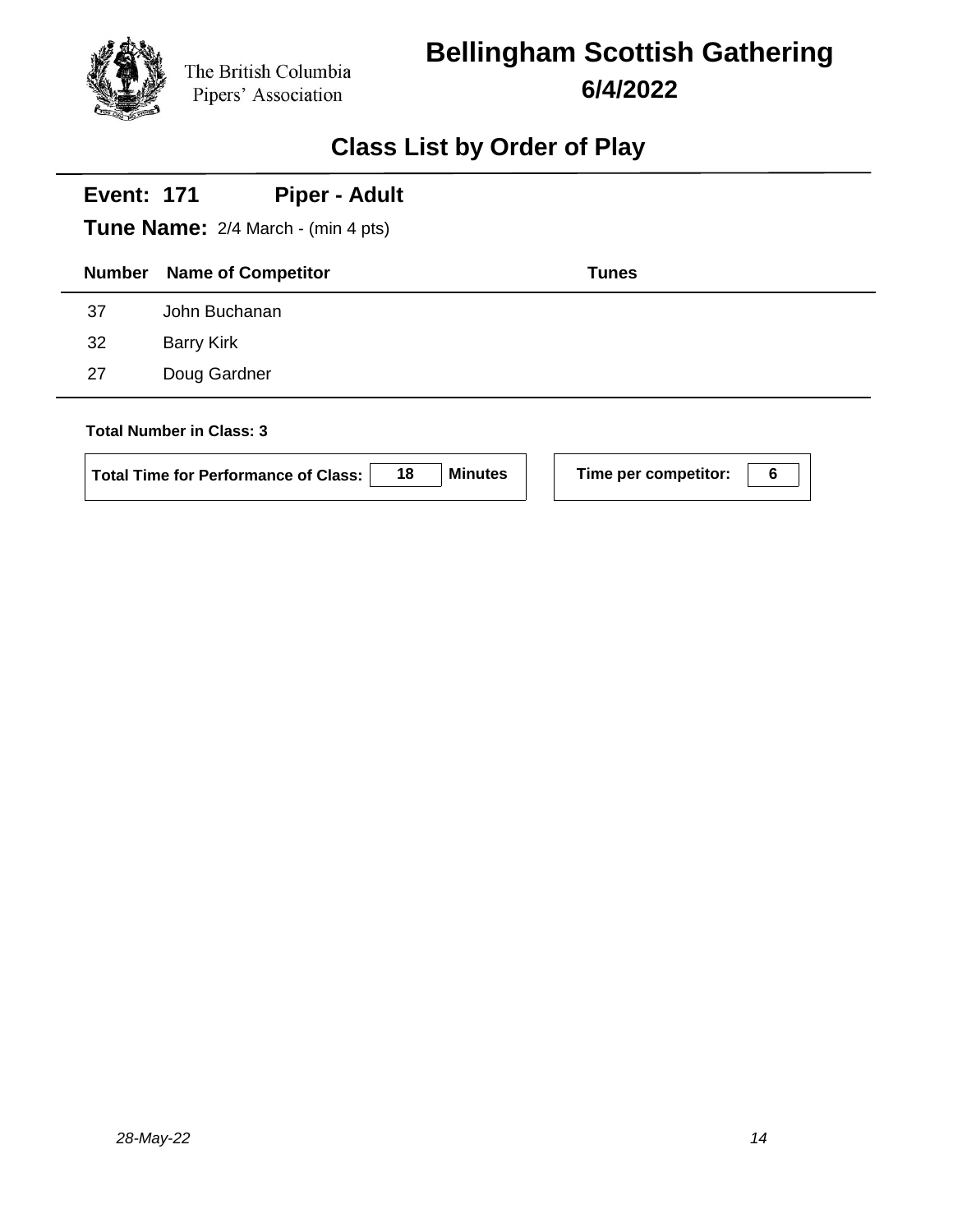The British Columbia Pipers' Association

# Bellingham Scottish Gathering

## 6/4/2022

## Class List by Order of Play

**Event: 171** **Piper - Adult**

**Tune Name:** 2/4 March - (min 4 pts)

| Number | Name of Competitor | Tunes |
|---|---|---|
| 37 | John Buchanan | |
| 32 | Barry Kirk | |
| 27 | Doug Gardner | |

**Total Number in Class: 3**

**Total Time for Performance of Class:** 18 **Minutes**

**Time per competitor:** 6

*28-May-22*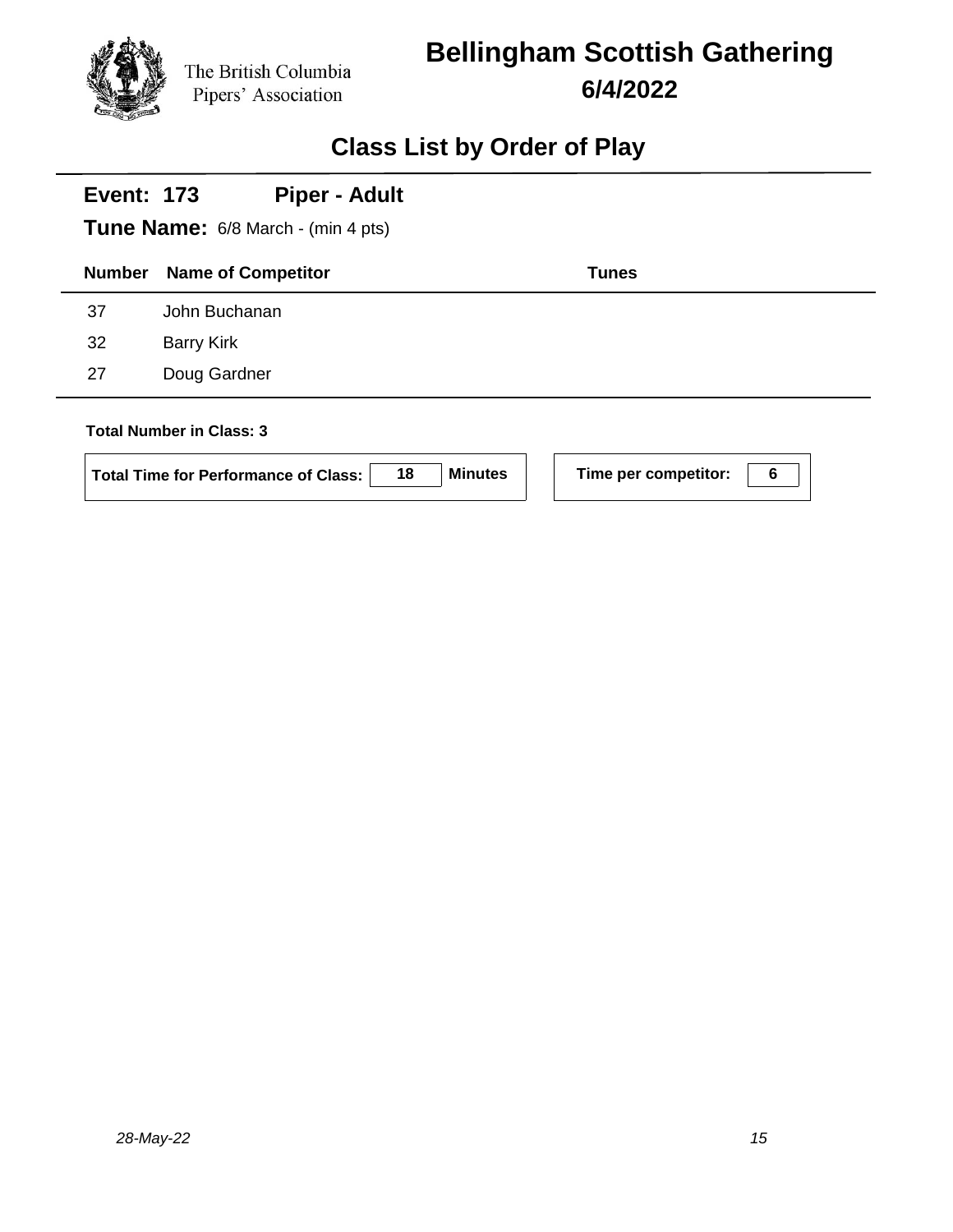The British Columbia Pipers' Association

# Bellingham Scottish Gathering

## 6/4/2022

## Class List by Order of Play

**Event: 173** **Piper - Adult**

**Tune Name:** 6/8 March - (min 4 pts)

| Number | Name of Competitor | Tunes |
|---|---|---|
| 37 | John Buchanan | |
| 32 | Barry Kirk | |
| 27 | Doug Gardner | |

**Total Number in Class: 3**

**Total Time for Performance of Class:** 18 **Minutes**

**Time per competitor:** 6

*28-May-22*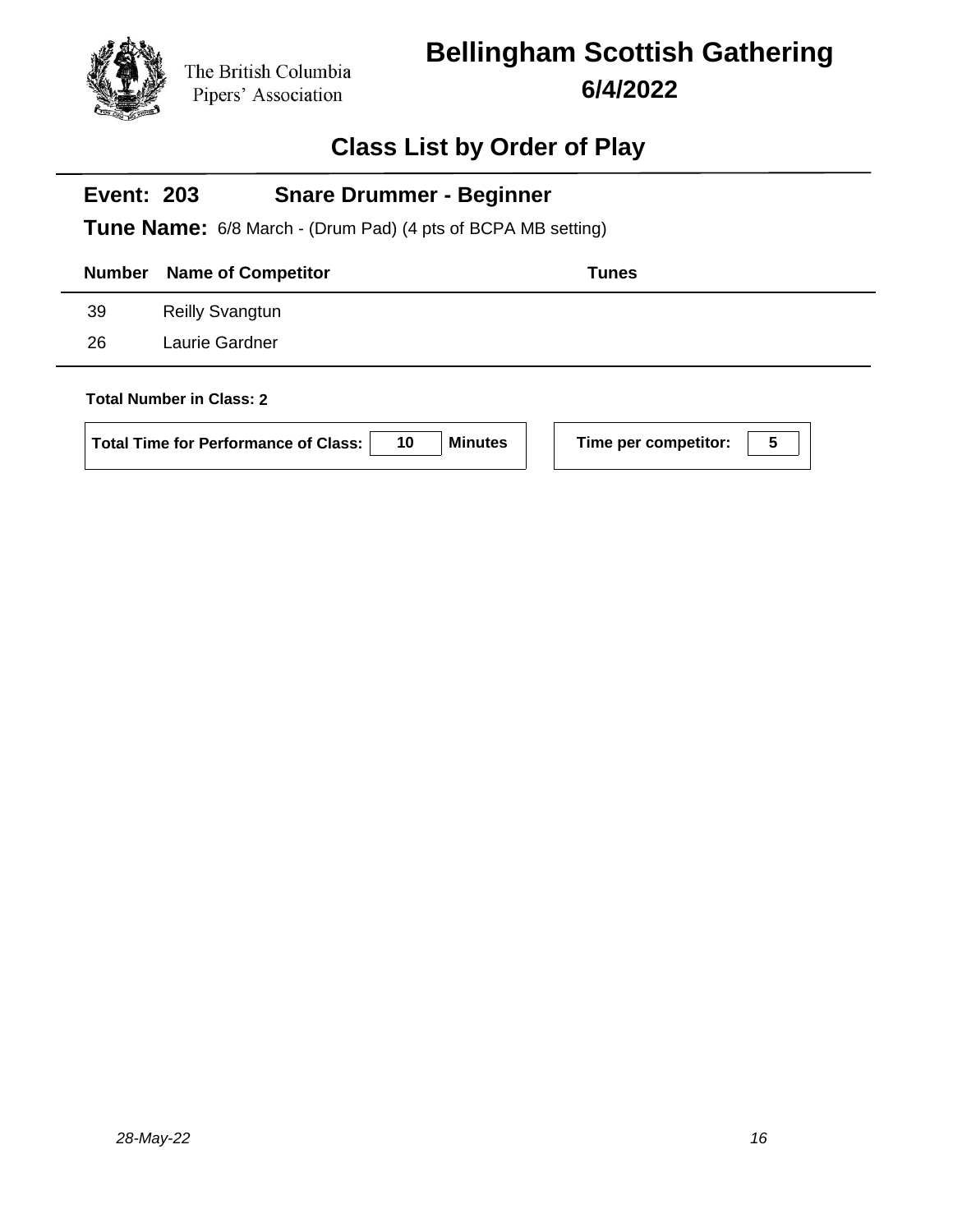The British Columbia Pipers' Association

# Bellingham Scottish Gathering

## 6/4/2022

## Class List by Order of Play

### Event: 203 Snare Drummer - Beginner

**Tune Name:** 6/8 March - (Drum Pad) (4 pts of BCPA MB setting)

| Number | Name of Competitor | Tunes |
|---|---|---|
| 39 | Reilly Svangtun | |
| 26 | Laurie Gardner | |

**Total Number in Class: 2**

**Total Time for Performance of Class:** 10 **Minutes**

**Time per competitor:** 5

*28-May-22*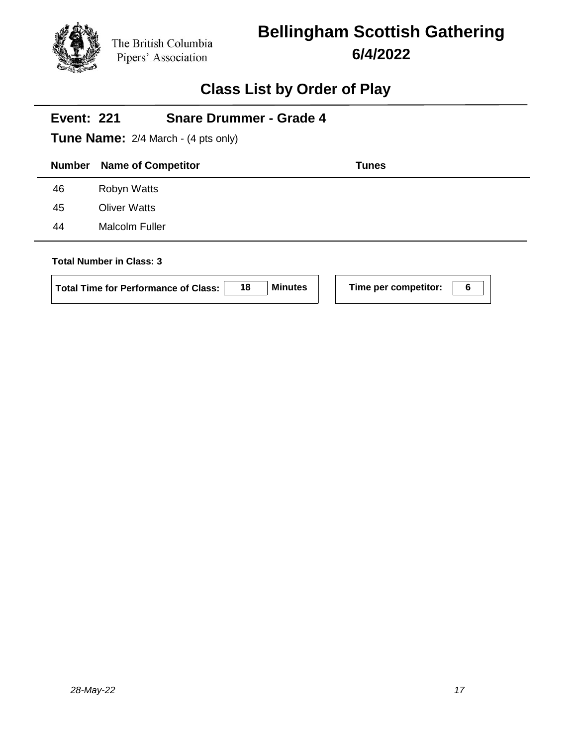The British Columbia Pipers' Association

# Bellingham Scottish Gathering

## 6/4/2022

## Class List by Order of Play

**Event: 221** **Snare Drummer - Grade 4**

**Tune Name:** 2/4 March - (4 pts only)

| Number | Name of Competitor | Tunes |
|---|---|---|
| 46 | Robyn Watts | |
| 45 | Oliver Watts | |
| 44 | Malcolm Fuller | |

**Total Number in Class: 3**

**Total Time for Performance of Class:** 18 **Minutes**

**Time per competitor:** 6

*28-May-22*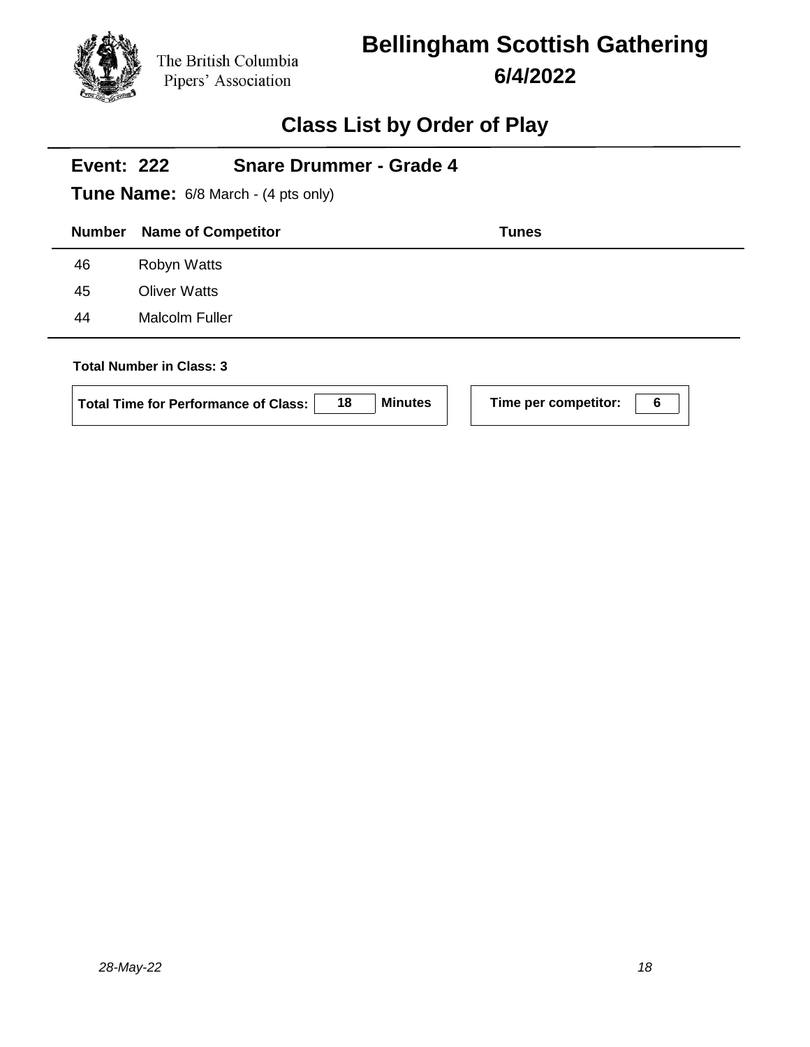The British Columbia Pipers' Association

# Bellingham Scottish Gathering

## 6/4/2022

## Class List by Order of Play

**Event: 222** **Snare Drummer - Grade 4**

**Tune Name:** 6/8 March - (4 pts only)

| Number | Name of Competitor | Tunes |
|---|---|---|
| 46 | Robyn Watts | |
| 45 | Oliver Watts | |
| 44 | Malcolm Fuller | |

**Total Number in Class: 3**

**Total Time for Performance of Class:** 18 **Minutes**

**Time per competitor:** 6

*28-May-22*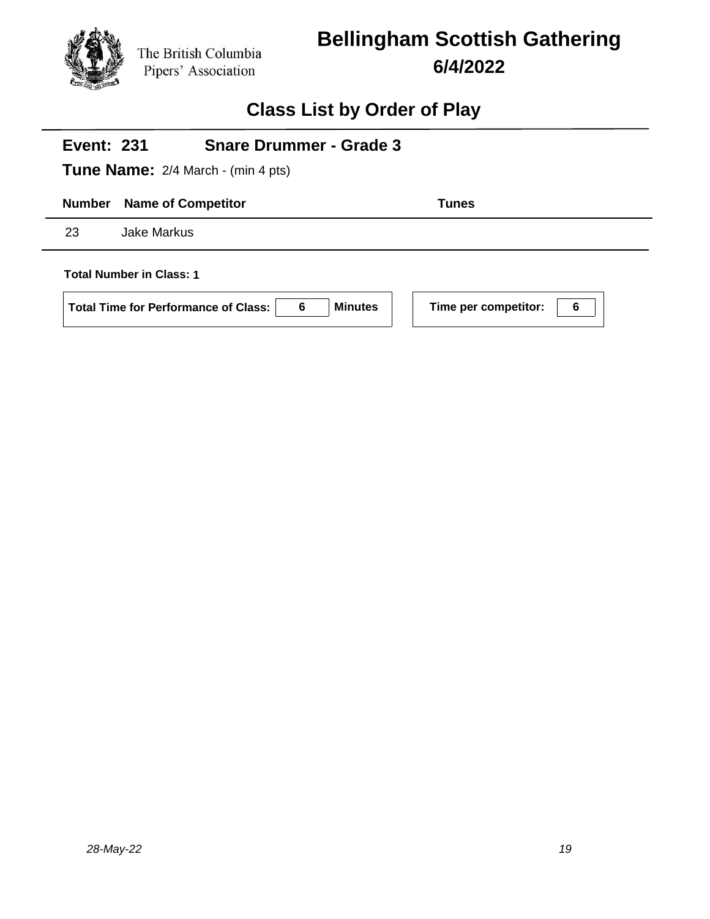The British Columbia Pipers' Association

# Bellingham Scottish Gathering

**6/4/2022**

## Class List by Order of Play

### Event: 231 Snare Drummer - Grade 3

**Tune Name:** 2/4 March - (min 4 pts)

| Number | Name of Competitor | Tunes |
|---|---|---|
| 23 | Jake Markus | |

**Total Number in Class: 1**

**Total Time for Performance of Class:** 6 **Minutes**

**Time per competitor:** 6

*28-May-22*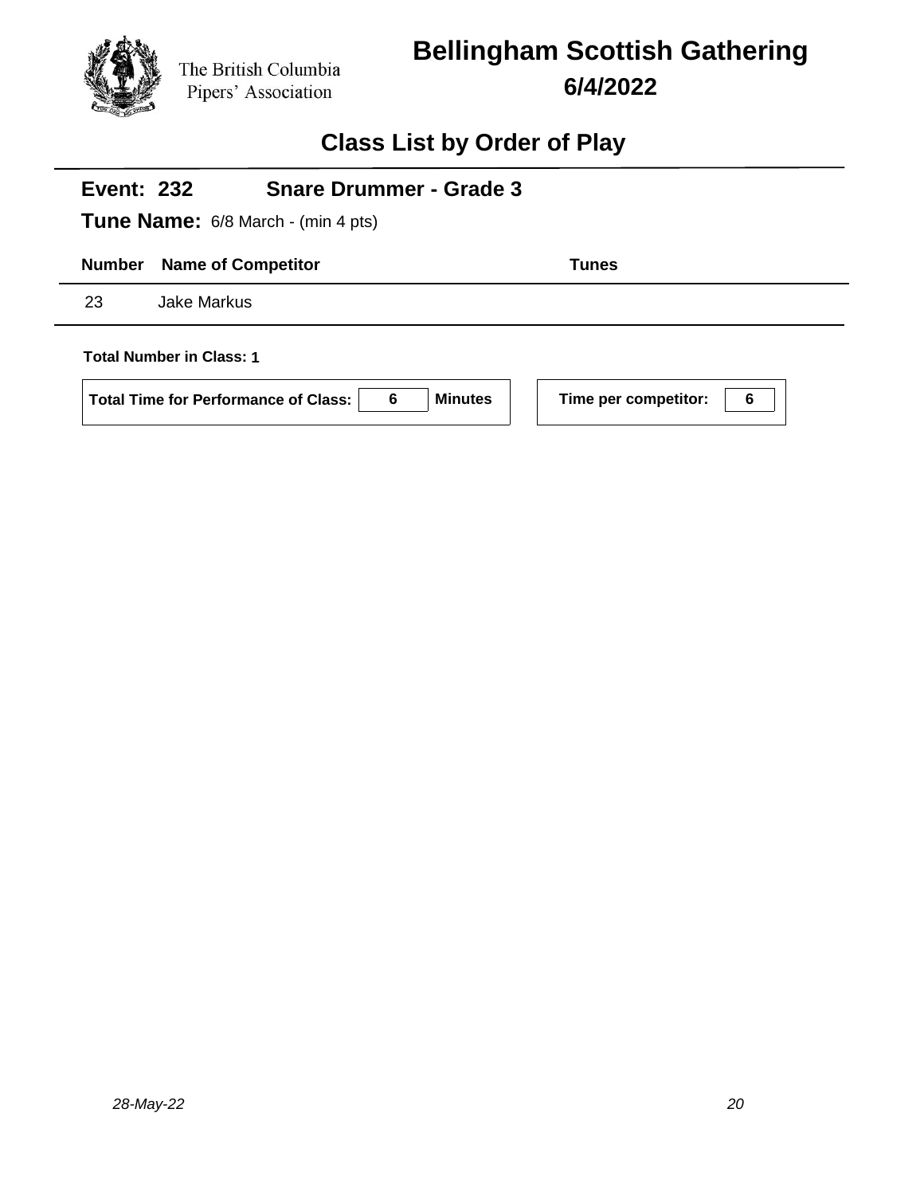The British Columbia Pipers' Association

# Bellingham Scottish Gathering

## 6/4/2022

## Class List by Order of Play

**Event: 232** **Snare Drummer - Grade 3**

**Tune Name:** 6/8 March - (min 4 pts)

| Number | Name of Competitor | Tunes |
|---|---|---|
| 23 | Jake Markus | |

**Total Number in Class: 1**

**Total Time for Performance of Class:** 6 **Minutes**

**Time per competitor:** 6

*28-May-22*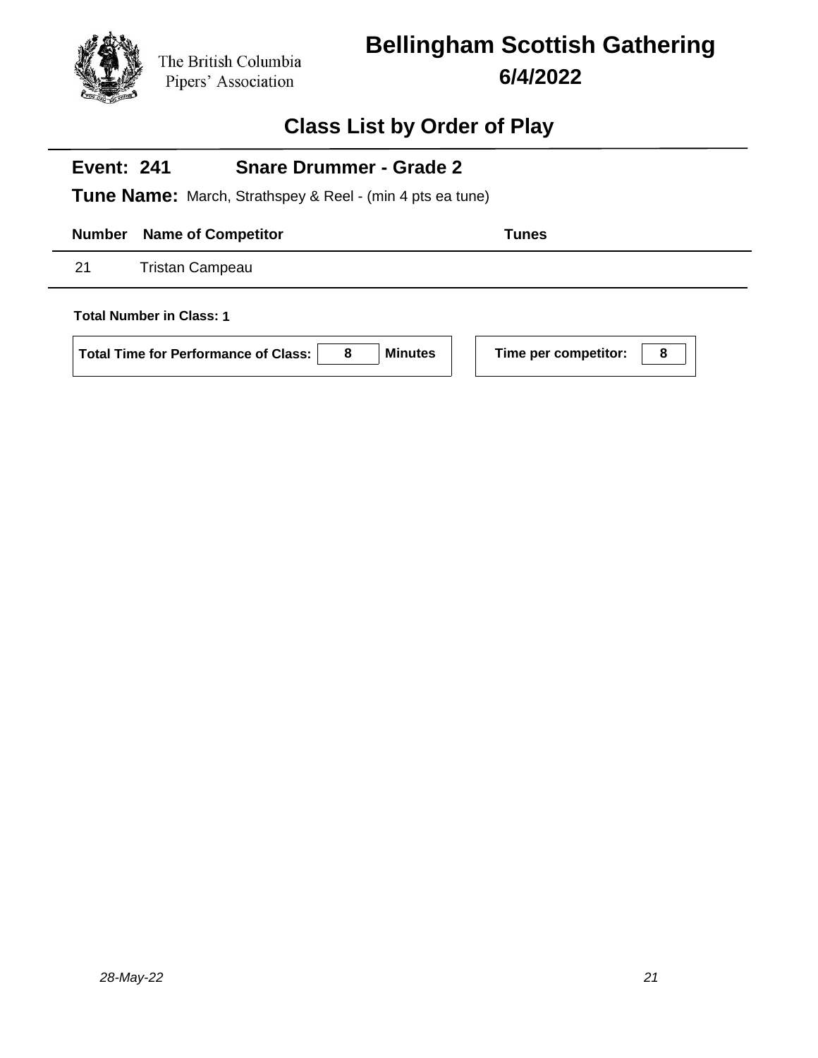The British Columbia Pipers' Association

# Bellingham Scottish Gathering

## 6/4/2022

## Class List by Order of Play

### Event: 241 Snare Drummer - Grade 2

**Tune Name:** March, Strathspey & Reel - (min 4 pts ea tune)

| Number | Name of Competitor | Tunes |
|---|---|---|
| 21 | Tristan Campeau | |

**Total Number in Class: 1**

**Total Time for Performance of Class:** 8 **Minutes**

**Time per competitor:** 8

*28-May-22*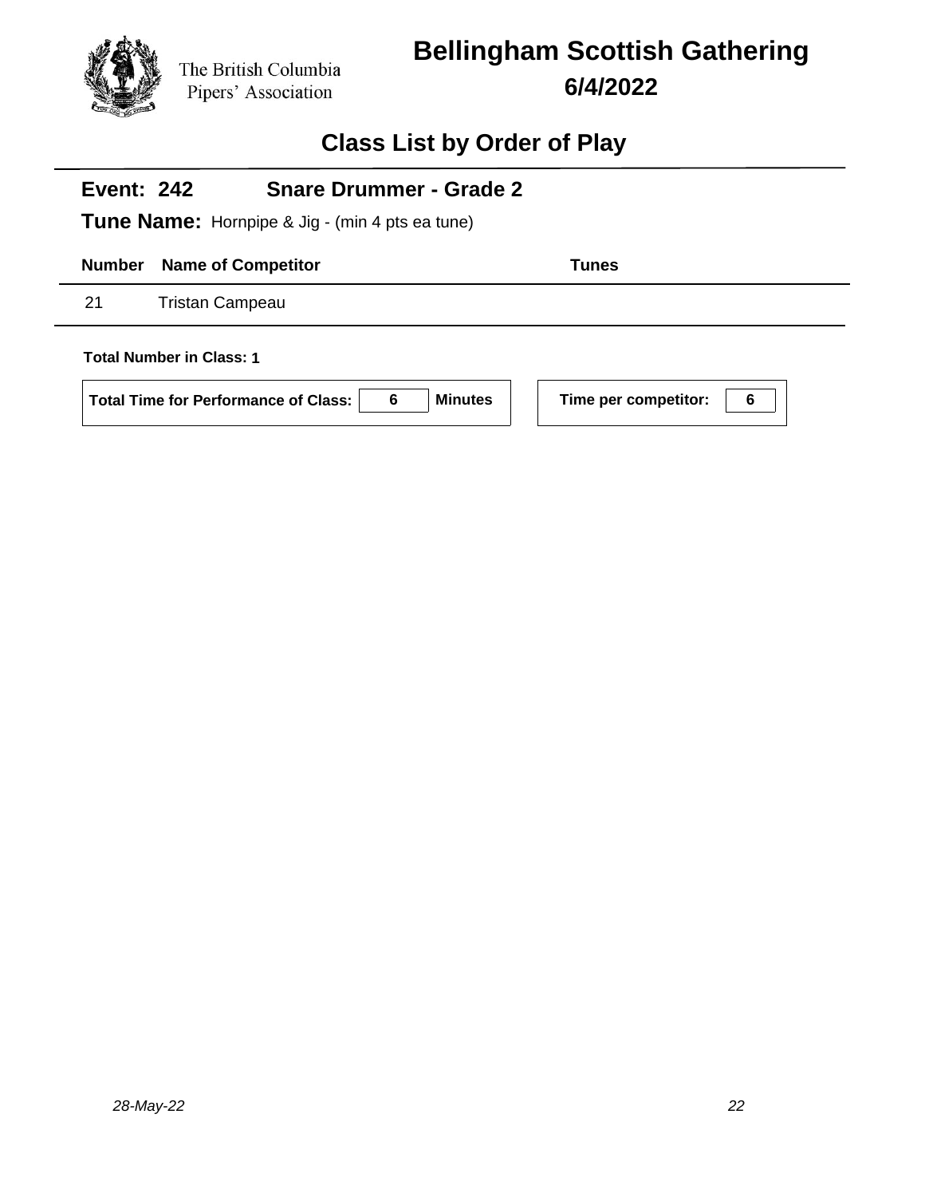The British Columbia Pipers' Association

# Bellingham Scottish Gathering

## 6/4/2022

## Class List by Order of Play

**Event: 242** **Snare Drummer - Grade 2**

**Tune Name:** Hornpipe & Jig - (min 4 pts ea tune)

| Number | Name of Competitor | Tunes |
|---|---|---|
| 21 | Tristan Campeau | |

**Total Number in Class: 1**

**Total Time for Performance of Class:** 6 **Minutes**

**Time per competitor:** 6

*28-May-22*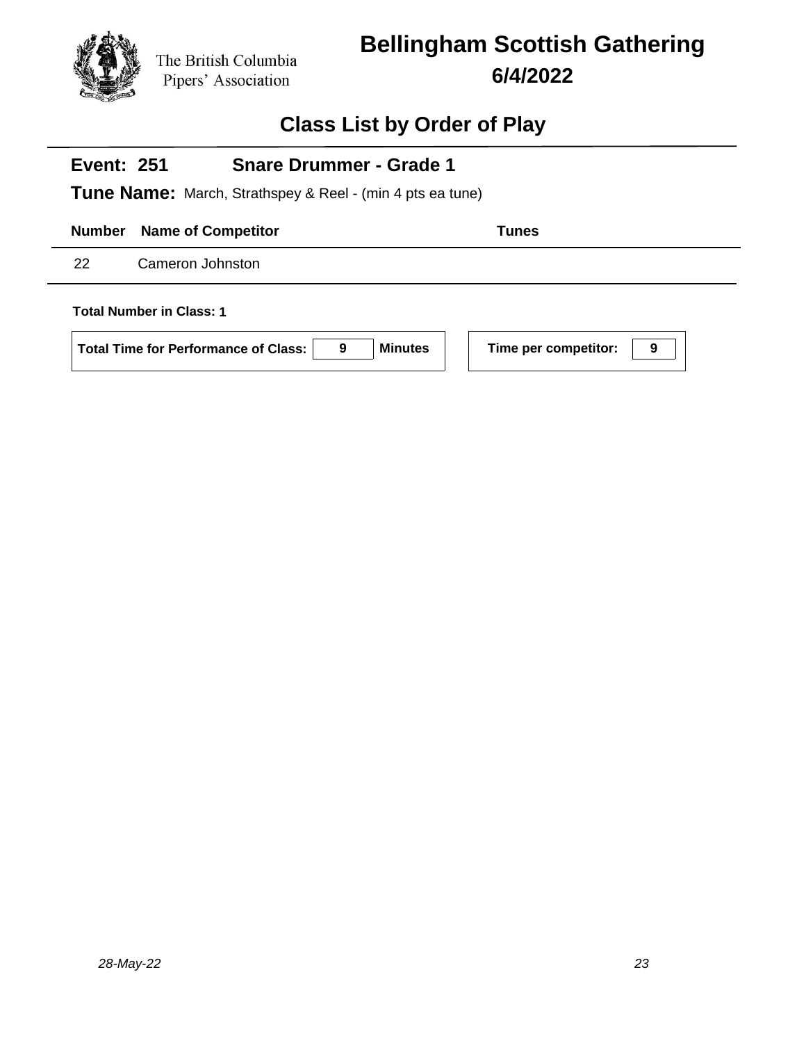The British Columbia Pipers' Association

# Bellingham Scottish Gathering

## 6/4/2022

## Class List by Order of Play

### Event: 251 Snare Drummer - Grade 1

**Tune Name:** March, Strathspey & Reel - (min 4 pts ea tune)

| Number | Name of Competitor | Tunes |
|---|---|---|
| 22 | Cameron Johnston | |

**Total Number in Class: 1**

**Total Time for Performance of Class:** 9 **Minutes**

**Time per competitor:** 9

*28-May-22*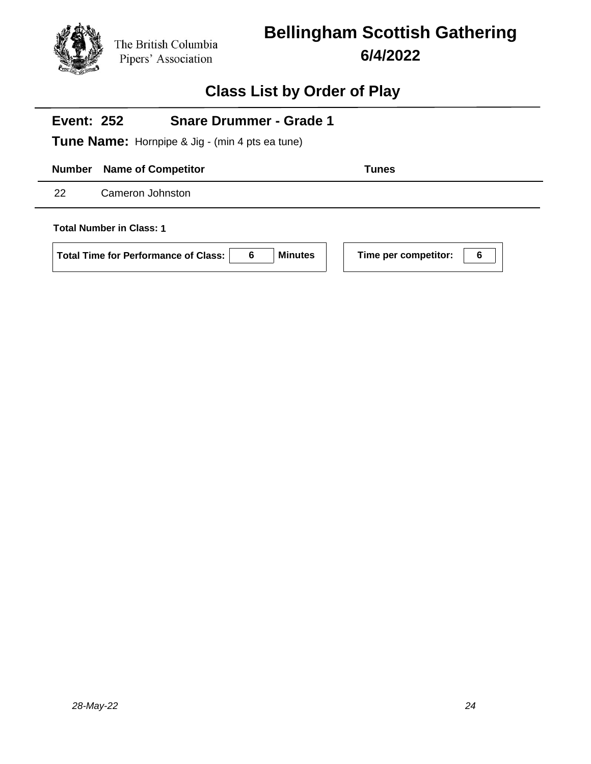The British Columbia Pipers' Association

# Bellingham Scottish Gathering

**6/4/2022**

## Class List by Order of Play

**Event: 252** **Snare Drummer - Grade 1**

**Tune Name:** Hornpipe & Jig - (min 4 pts ea tune)

| Number | Name of Competitor | Tunes |
|---|---|---|
| 22 | Cameron Johnston | |

**Total Number in Class: 1**

**Total Time for Performance of Class:** 6 **Minutes**

**Time per competitor:** 6

*28-May-22*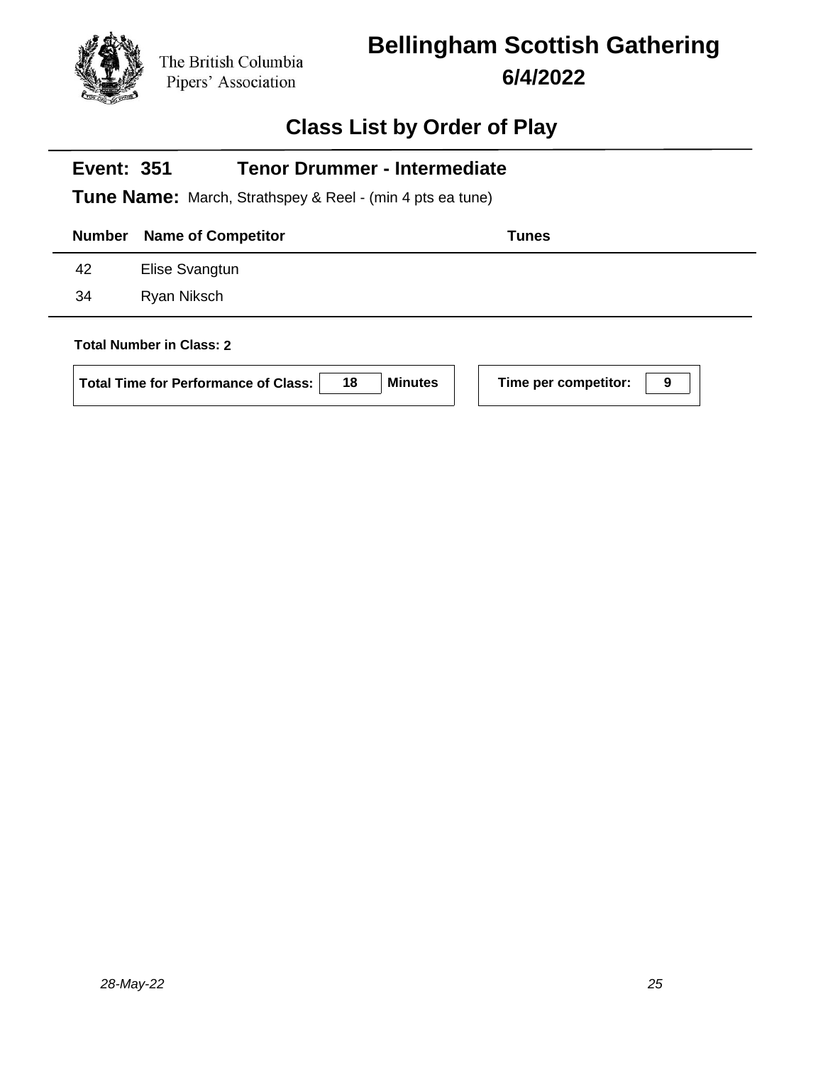The British Columbia Pipers' Association

# Bellingham Scottish Gathering

## 6/4/2022

## Class List by Order of Play

### Event: 351 Tenor Drummer - Intermediate

**Tune Name:** March, Strathspey & Reel - (min 4 pts ea tune)

| Number | Name of Competitor | Tunes |
|---|---|---|
| 42 | Elise Svangtun | |
| 34 | Ryan Niksch | |

**Total Number in Class:** 2

**Total Time for Performance of Class:** 18 **Minutes**

**Time per competitor:** 9

*28-May-22*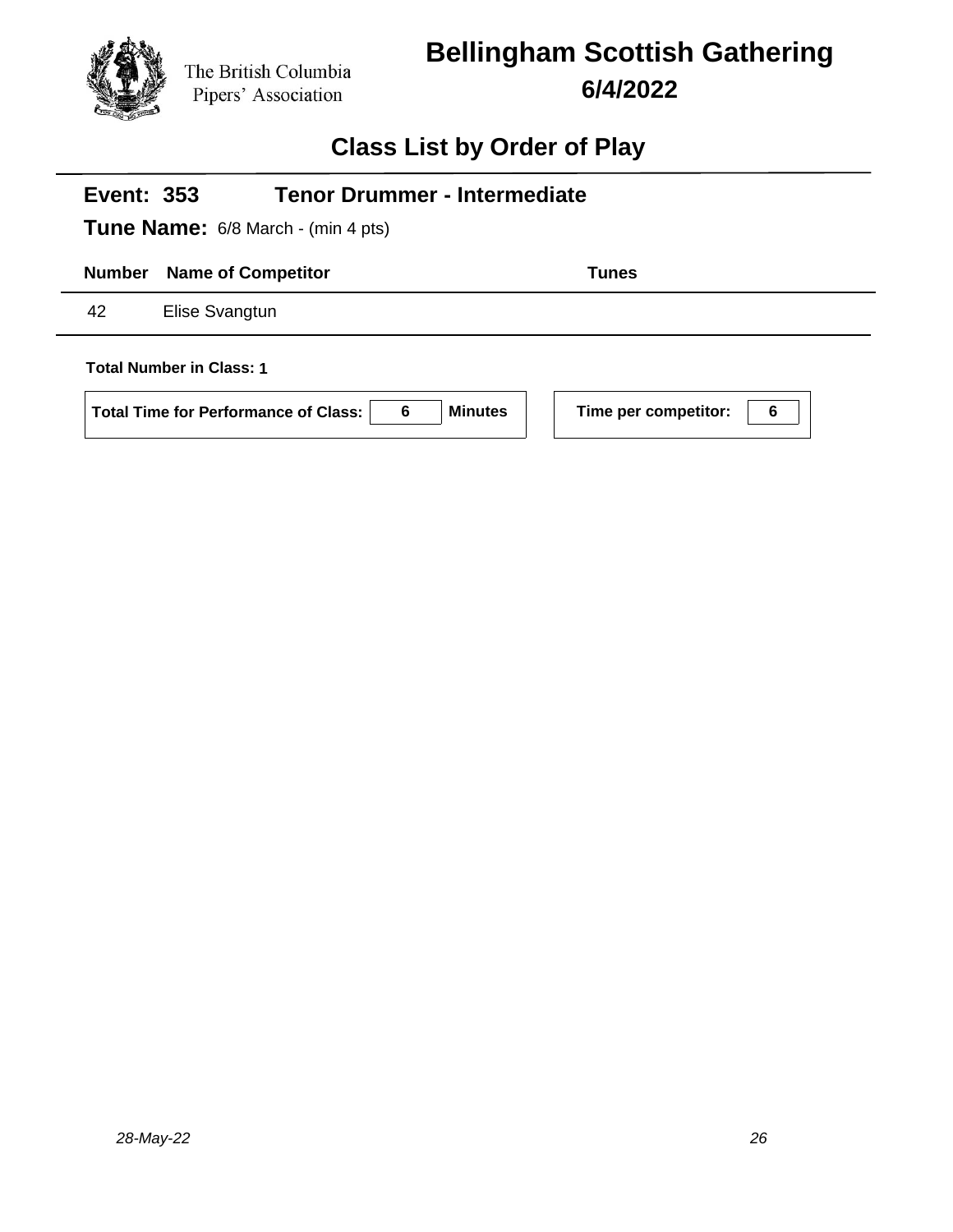The British Columbia Pipers' Association

# Bellingham Scottish Gathering

## 6/4/2022

## Class List by Order of Play

**Event: 353** **Tenor Drummer - Intermediate**

**Tune Name:** 6/8 March - (min 4 pts)

| Number | Name of Competitor | Tunes |
|---|---|---|
| 42 | Elise Svangtun | |

**Total Number in Class: 1**

| Total Time for Performance of Class: | 6 | Minutes |
|---|---|---|

| Time per competitor: | 6 |
|---|---|

*28-May-22*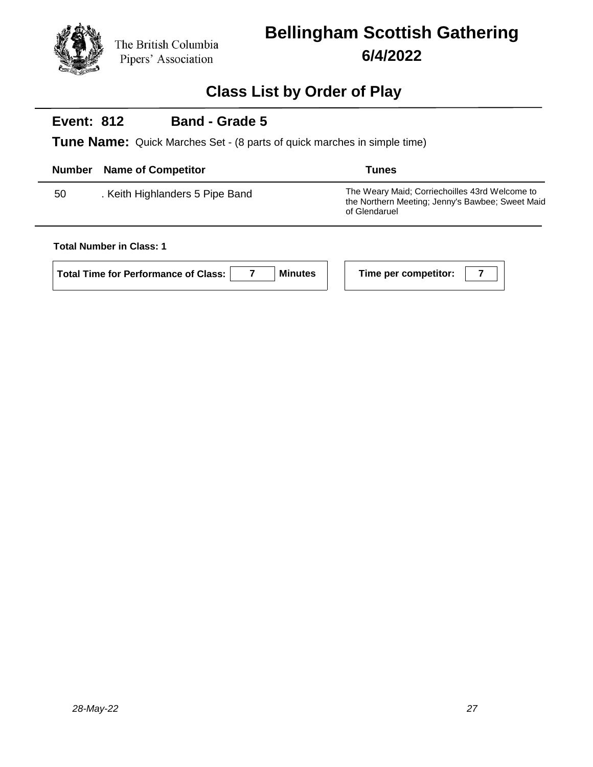The British Columbia Pipers' Association

# Bellingham Scottish Gathering

## 6/4/2022

## Class List by Order of Play

### Event: 812 Band - Grade 5

**Tune Name:** Quick Marches Set - (8 parts of quick marches in simple time)

| Number | Name of Competitor | Tunes |
|---|---|---|
| 50 | . Keith Highlanders 5 Pipe Band | The Weary Maid; Corriechoilles 43rd Welcome to the Northern Meeting; Jenny's Bawbee; Sweet Maid of Glendaruel |

**Total Number in Class: 1**

**Total Time for Performance of Class:** 7 **Minutes**

**Time per competitor:** 7

*28-May-22*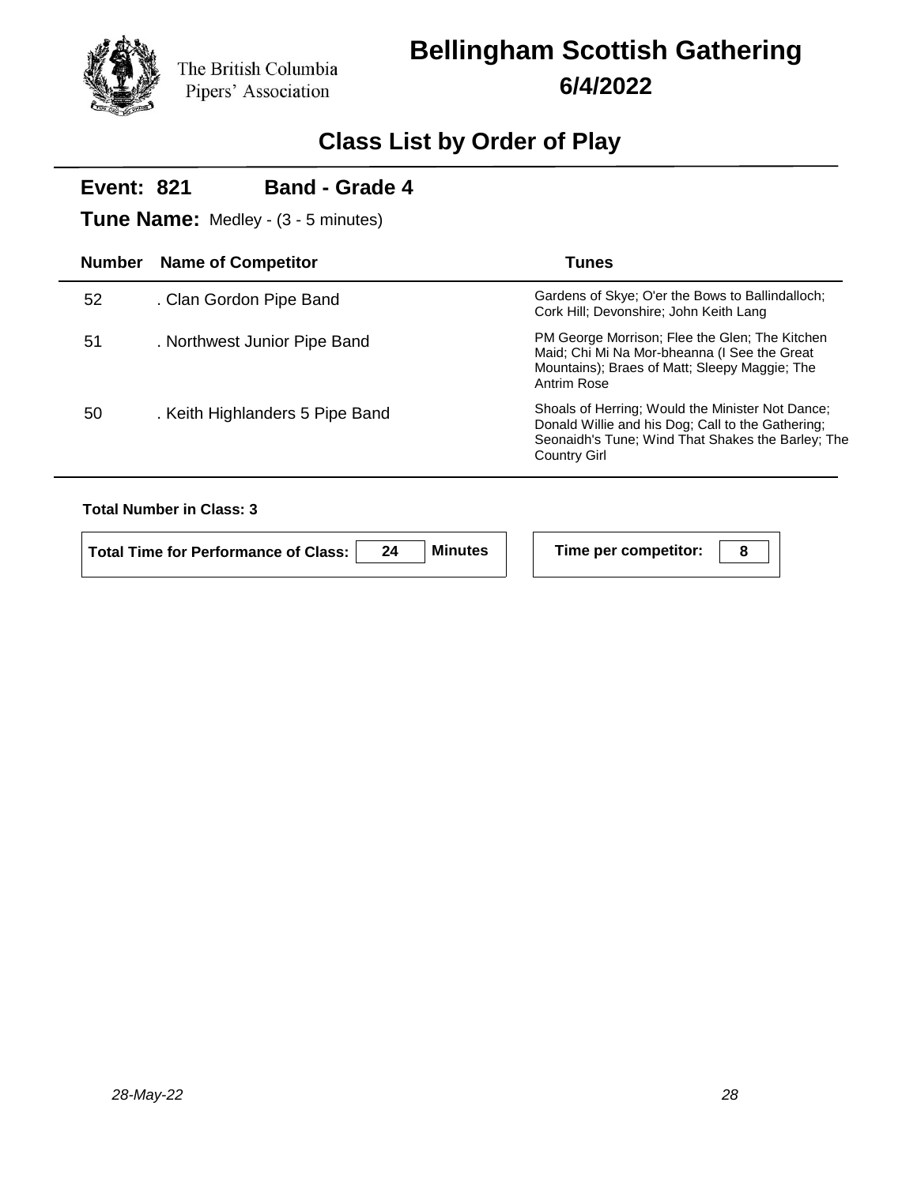The British Columbia Pipers' Association

# Bellingham Scottish Gathering

## 6/4/2022

## Class List by Order of Play

**Event: 821** **Band - Grade 4**

**Tune Name:** Medley - (3 - 5 minutes)

| Number | Name of Competitor | Tunes |
|---|---|---|
| 52 | . Clan Gordon Pipe Band | Gardens of Skye; O'er the Bows to Ballindalloch; Cork Hill; Devonshire; John Keith Lang |
| 51 | . Northwest Junior Pipe Band | PM George Morrison; Flee the Glen; The Kitchen Maid; Chi Mi Na Mor-bheanna (I See the Great Mountains); Braes of Matt; Sleepy Maggie; The Antrim Rose |
| 50 | . Keith Highlanders 5 Pipe Band | Shoals of Herring; Would the Minister Not Dance; Donald Willie and his Dog; Call to the Gathering; Seonaidh's Tune; Wind That Shakes the Barley; The Country Girl |

**Total Number in Class: 3**

**Total Time for Performance of Class:** 24 **Minutes**

**Time per competitor:** 8

*28-May-22*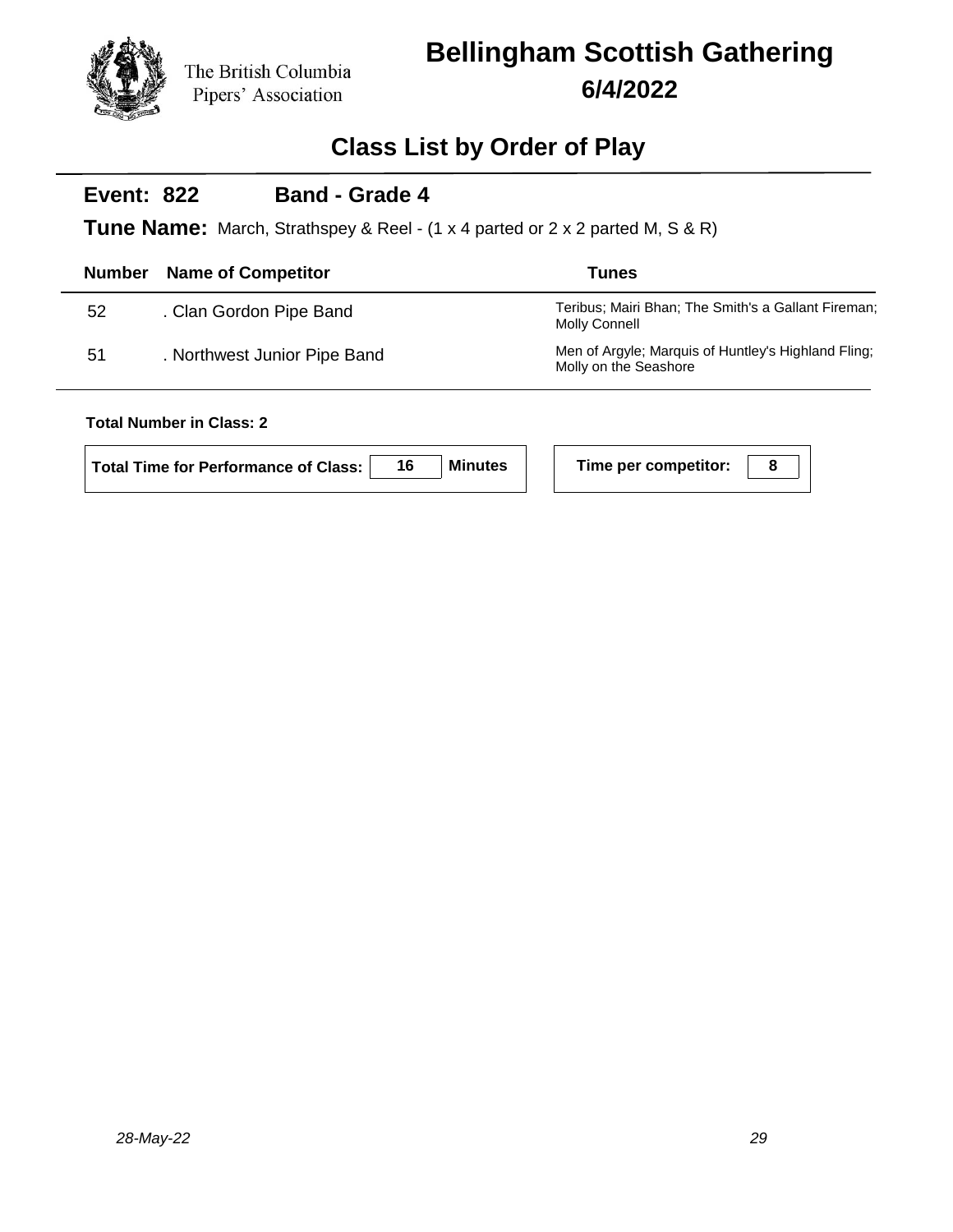The British Columbia Pipers' Association

# Bellingham Scottish Gathering

## 6/4/2022

## Class List by Order of Play

### Event: 822 Band - Grade 4

**Tune Name:** March, Strathspey & Reel - (1 x 4 parted or 2 x 2 parted M, S & R)

| Number | Name of Competitor | Tunes |
|---|---|---|
| 52 | . Clan Gordon Pipe Band | Teribus; Mairi Bhan; The Smith's a Gallant Fireman; Molly Connell |
| 51 | . Northwest Junior Pipe Band | Men of Argyle; Marquis of Huntley's Highland Fling; Molly on the Seashore |

**Total Number in Class: 2**

**Total Time for Performance of Class: 16 Minutes**

**Time per competitor: 8**

*28-May-22*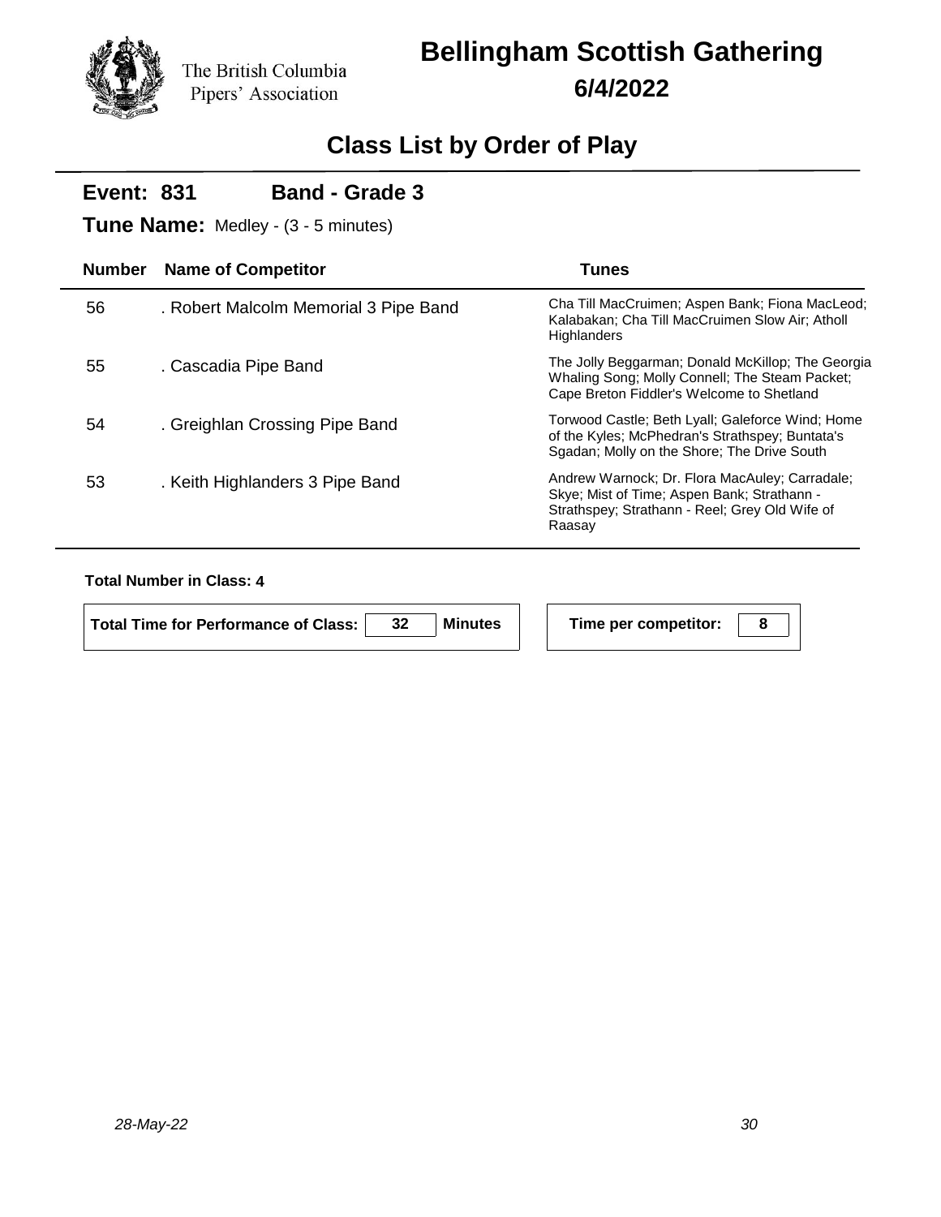The British Columbia Pipers' Association

# Bellingham Scottish Gathering

## 6/4/2022

## Class List by Order of Play

**Event: 831** **Band - Grade 3**

**Tune Name:** Medley - (3 - 5 minutes)

| Number | Name of Competitor | Tunes |
|---|---|---|
| 56 | . Robert Malcolm Memorial 3 Pipe Band | Cha Till MacCruimen; Aspen Bank; Fiona MacLeod; Kalabakan; Cha Till MacCruimen Slow Air; Atholl Highlanders |
| 55 | . Cascadia Pipe Band | The Jolly Beggarman; Donald McKillop; The Georgia Whaling Song; Molly Connell; The Steam Packet; Cape Breton Fiddler's Welcome to Shetland |
| 54 | . Greighlan Crossing Pipe Band | Torwood Castle; Beth Lyall; Galeforce Wind; Home of the Kyles; McPhedran's Strathspey; Buntata's Sgadan; Molly on the Shore; The Drive South |
| 53 | . Keith Highlanders 3 Pipe Band | Andrew Warnock; Dr. Flora MacAuley; Carradale; Skye; Mist of Time; Aspen Bank; Strathann - Strathspey; Strathann - Reel; Grey Old Wife of Raasay |

**Total Number in Class: 4**

**Total Time for Performance of Class:** 32 **Minutes**

**Time per competitor:** 8

*28-May-22*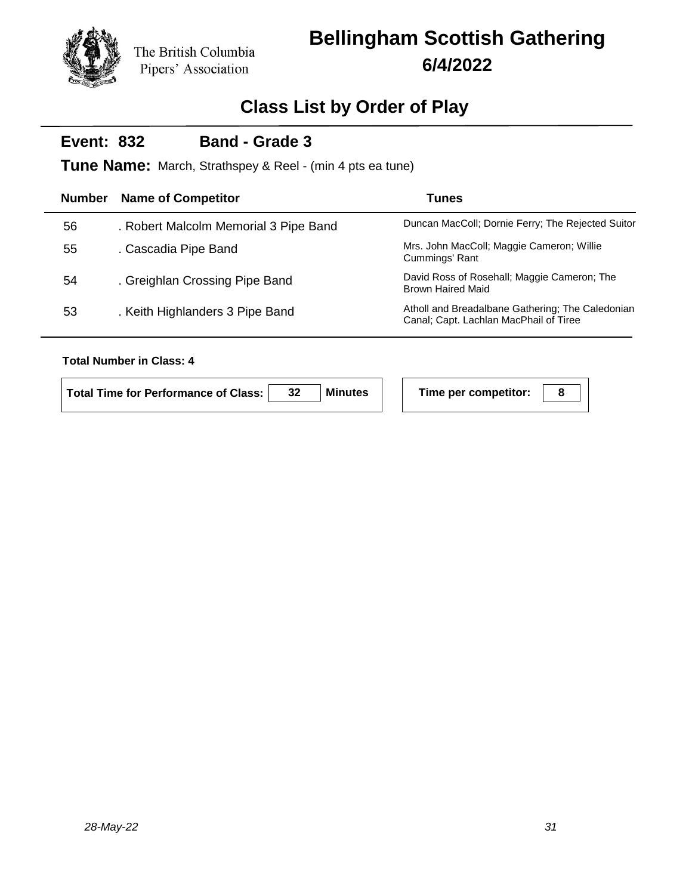The British Columbia Pipers' Association

# Bellingham Scottish Gathering

## 6/4/2022

## Class List by Order of Play

**Event: 832** **Band - Grade 3**

**Tune Name:** March, Strathspey & Reel - (min 4 pts ea tune)

| Number | Name of Competitor | Tunes |
|---|---|---|
| 56 | . Robert Malcolm Memorial 3 Pipe Band | Duncan MacColl; Dornie Ferry; The Rejected Suitor |
| 55 | . Cascadia Pipe Band | Mrs. John MacColl; Maggie Cameron; Willie Cummings' Rant |
| 54 | . Greighlan Crossing Pipe Band | David Ross of Rosehall; Maggie Cameron; The Brown Haired Maid |
| 53 | . Keith Highlanders 3 Pipe Band | Atholl and Breadalbane Gathering; The Caledonian Canal; Capt. Lachlan MacPhail of Tiree |

**Total Number in Class: 4**

**Total Time for Performance of Class:** 32 **Minutes**

**Time per competitor:** 8

*28-May-22*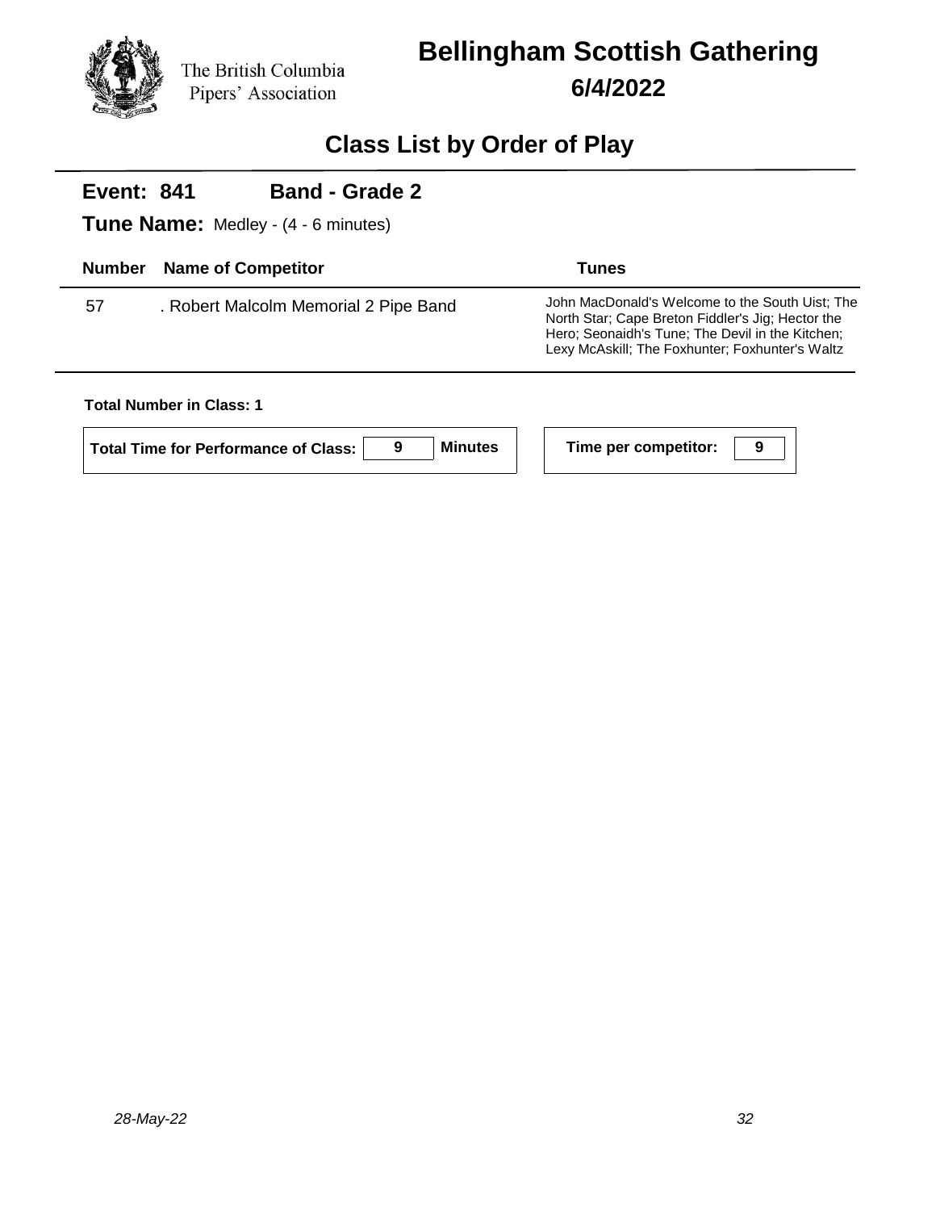The British Columbia Pipers' Association

# Bellingham Scottish Gathering

## 6/4/2022

## Class List by Order of Play

**Event: 841** **Band - Grade 2**

**Tune Name:** Medley - (4 - 6 minutes)

| Number | Name of Competitor | Tunes |
|---|---|---|
| 57 | . Robert Malcolm Memorial 2 Pipe Band | John MacDonald's Welcome to the South Uist; The North Star; Cape Breton Fiddler's Jig; Hector the Hero; Seonaidh's Tune; The Devil in the Kitchen; Lexy McAskill; The Foxhunter; Foxhunter's Waltz |

**Total Number in Class: 1**

**Total Time for Performance of Class:** 9 **Minutes**

**Time per competitor:** 9

*28-May-22*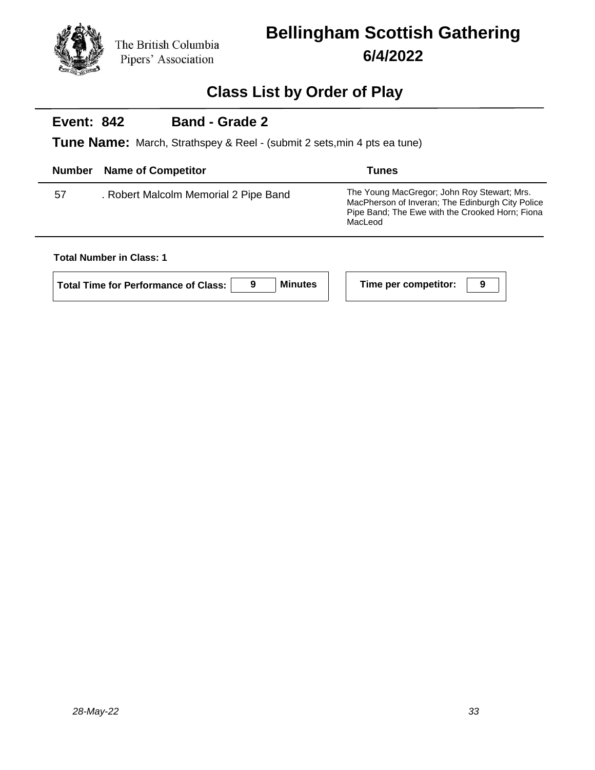The British Columbia Pipers' Association

# Bellingham Scottish Gathering

## 6/4/2022

## Class List by Order of Play

### Event: 842 Band - Grade 2

**Tune Name:** March, Strathspey & Reel - (submit 2 sets,min 4 pts ea tune)

| Number | Name of Competitor | Tunes |
|---|---|---|
| 57 | . Robert Malcolm Memorial 2 Pipe Band | The Young MacGregor; John Roy Stewart; Mrs. MacPherson of Inveran; The Edinburgh City Police Pipe Band; The Ewe with the Crooked Horn; Fiona MacLeod |

**Total Number in Class: 1**

**Total Time for Performance of Class:** 9 **Minutes**

**Time per competitor:** 9

*28-May-22*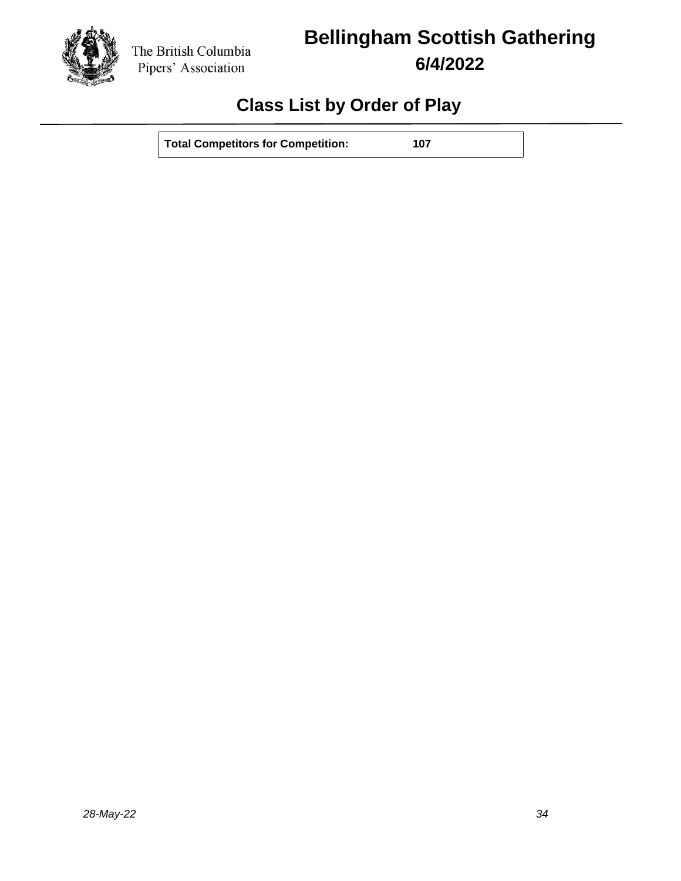The British Columbia Pipers' Association

# Bellingham Scottish Gathering

## 6/4/2022

## Class List by Order of Play

| | |
|---|---|
| **Total Competitors for Competition:** | **107** |